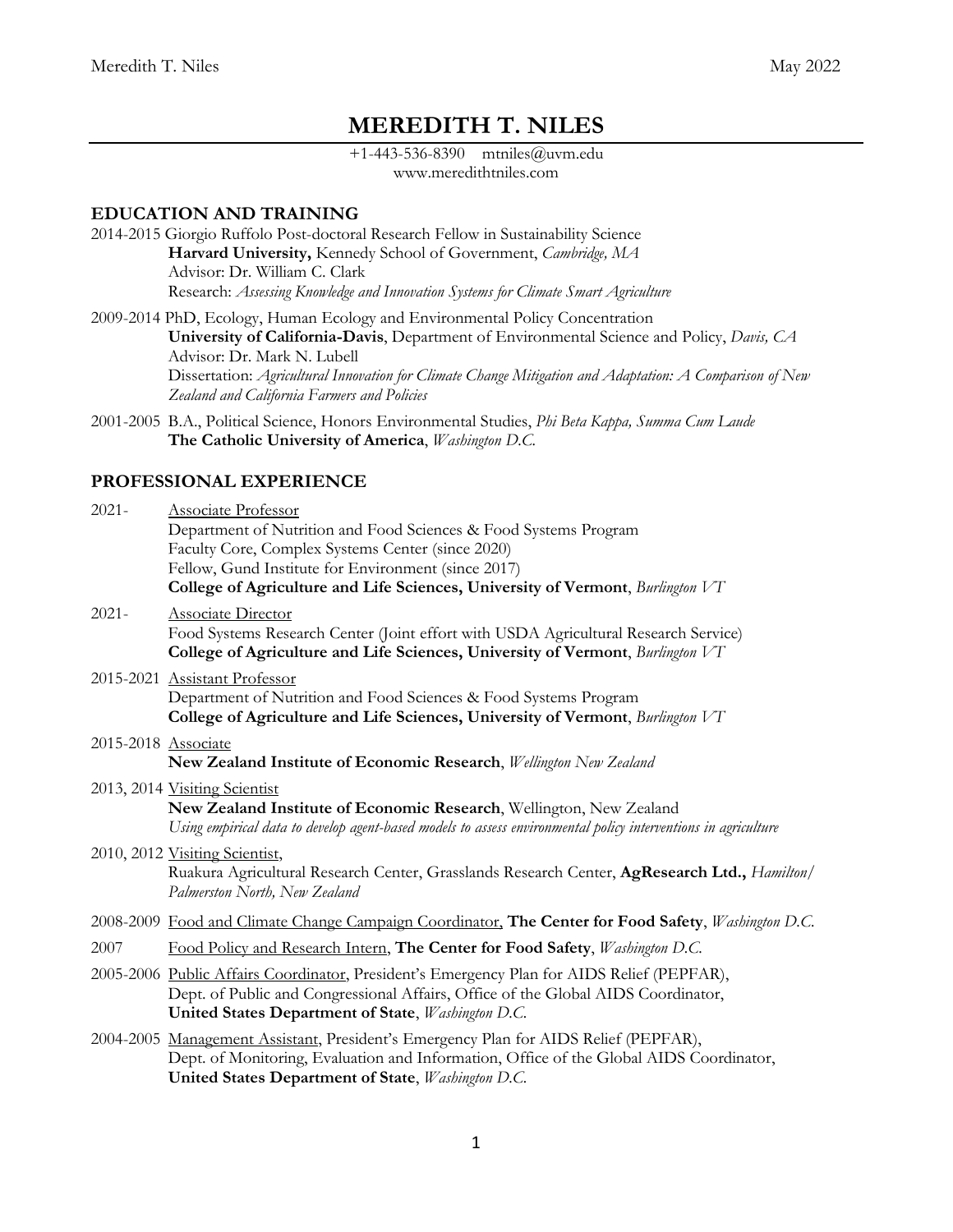# MEREDITH T. NILES

+1-443-536-8390 mtniles@uvm.edu
www.meredithtniles.com

## EDUCATION AND TRAINING

2014-2015 Giorgio Ruffolo Post-doctoral Research Fellow in Sustainability Science
**Harvard University,** Kennedy School of Government, *Cambridge, MA*
Advisor: Dr. William C. Clark
Research: *Assessing Knowledge and Innovation Systems for Climate Smart Agriculture*

2009-2014 PhD, Ecology, Human Ecology and Environmental Policy Concentration
**University of California-Davis**, Department of Environmental Science and Policy, *Davis, CA*
Advisor: Dr. Mark N. Lubell
Dissertation: *Agricultural Innovation for Climate Change Mitigation and Adaptation: A Comparison of New Zealand and California Farmers and Policies*

2001-2005 B.A., Political Science, Honors Environmental Studies, *Phi Beta Kappa, Summa Cum Laude*
**The Catholic University of America**, *Washington D.C.*

## PROFESSIONAL EXPERIENCE

2021- Associate Professor
Department of Nutrition and Food Sciences & Food Systems Program
Faculty Core, Complex Systems Center (since 2020)
Fellow, Gund Institute for Environment (since 2017)
**College of Agriculture and Life Sciences, University of Vermont**, *Burlington VT*

2021- Associate Director
Food Systems Research Center (Joint effort with USDA Agricultural Research Service)
**College of Agriculture and Life Sciences, University of Vermont**, *Burlington VT*

2015-2021 Assistant Professor
Department of Nutrition and Food Sciences & Food Systems Program
**College of Agriculture and Life Sciences, University of Vermont**, *Burlington VT*

2015-2018 Associate
**New Zealand Institute of Economic Research**, *Wellington New Zealand*

2013, 2014 Visiting Scientist
**New Zealand Institute of Economic Research**, Wellington, New Zealand
*Using empirical data to develop agent-based models to assess environmental policy interventions in agriculture*

2010, 2012 Visiting Scientist,
Ruakura Agricultural Research Center, Grasslands Research Center, **AgResearch Ltd.,** *Hamilton/Palmerston North, New Zealand*

2008-2009 Food and Climate Change Campaign Coordinator, **The Center for Food Safety**, *Washington D.C.*

2007 Food Policy and Research Intern, **The Center for Food Safety**, *Washington D.C.*

2005-2006 Public Affairs Coordinator, President's Emergency Plan for AIDS Relief (PEPFAR),
Dept. of Public and Congressional Affairs, Office of the Global AIDS Coordinator,
**United States Department of State**, *Washington D.C.*

2004-2005 Management Assistant, President's Emergency Plan for AIDS Relief (PEPFAR),
Dept. of Monitoring, Evaluation and Information, Office of the Global AIDS Coordinator,
**United States Department of State**, *Washington D.C.*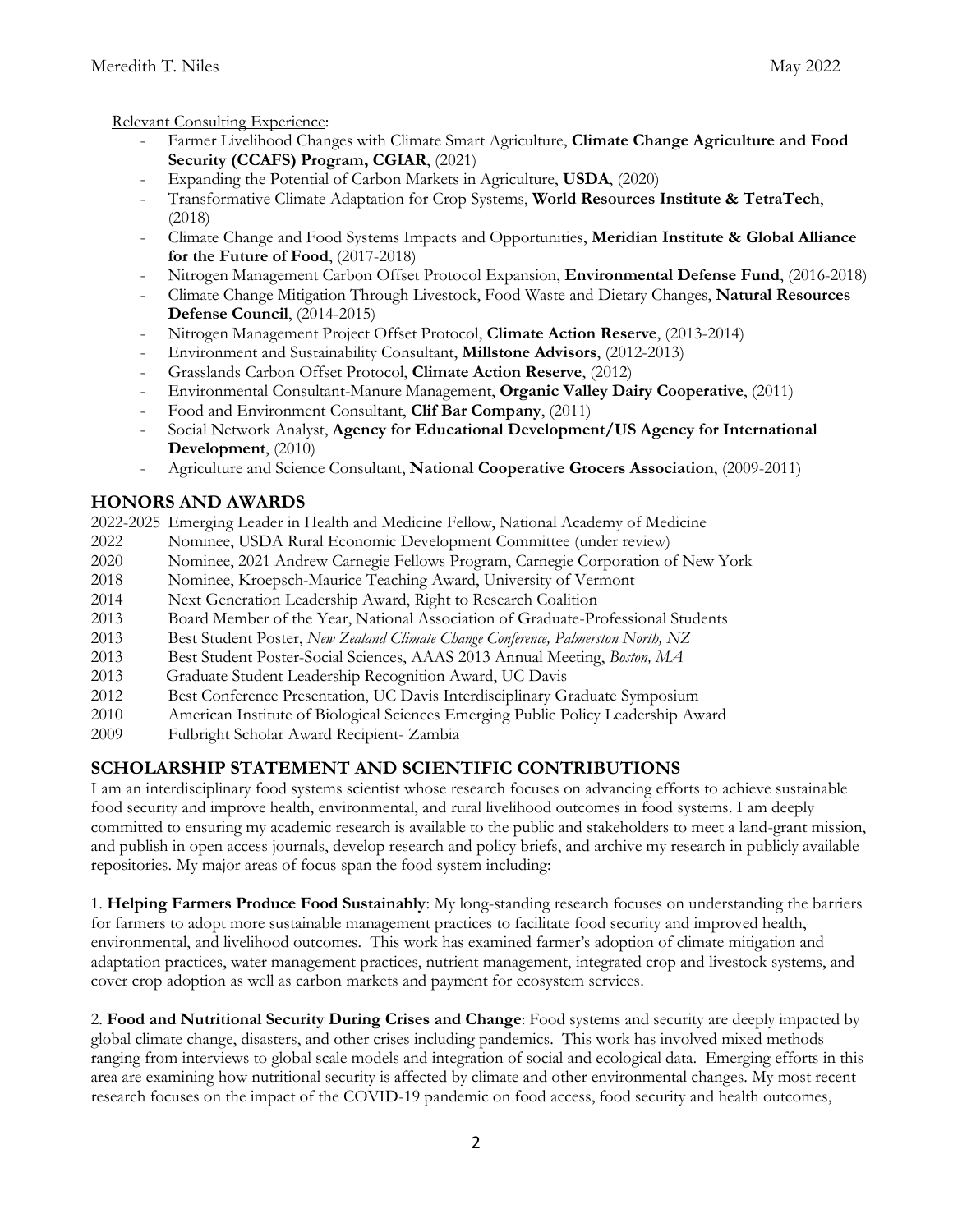Relevant Consulting Experience:

- Farmer Livelihood Changes with Climate Smart Agriculture, **Climate Change Agriculture and Food Security (CCAFS) Program, CGIAR**, (2021)
- Expanding the Potential of Carbon Markets in Agriculture, **USDA**, (2020)
- Transformative Climate Adaptation for Crop Systems, **World Resources Institute & TetraTech**, (2018)
- Climate Change and Food Systems Impacts and Opportunities, **Meridian Institute & Global Alliance for the Future of Food**, (2017-2018)
- Nitrogen Management Carbon Offset Protocol Expansion, **Environmental Defense Fund**, (2016-2018)
- Climate Change Mitigation Through Livestock, Food Waste and Dietary Changes, **Natural Resources Defense Council**, (2014-2015)
- Nitrogen Management Project Offset Protocol, **Climate Action Reserve**, (2013-2014)
- Environment and Sustainability Consultant, **Millstone Advisors**, (2012-2013)
- Grasslands Carbon Offset Protocol, **Climate Action Reserve**, (2012)
- Environmental Consultant-Manure Management, **Organic Valley Dairy Cooperative**, (2011)
- Food and Environment Consultant, **Clif Bar Company**, (2011)
- Social Network Analyst, **Agency for Educational Development/US Agency for International Development**, (2010)
- Agriculture and Science Consultant, **National Cooperative Grocers Association**, (2009-2011)

## HONORS AND AWARDS

2022-2025 Emerging Leader in Health and Medicine Fellow, National Academy of Medicine
2022 Nominee, USDA Rural Economic Development Committee (under review)
2020 Nominee, 2021 Andrew Carnegie Fellows Program, Carnegie Corporation of New York
2018 Nominee, Kroepsch-Maurice Teaching Award, University of Vermont
2014 Next Generation Leadership Award, Right to Research Coalition
2013 Board Member of the Year, National Association of Graduate-Professional Students
2013 Best Student Poster, *New Zealand Climate Change Conference, Palmerston North, NZ*
2013 Best Student Poster-Social Sciences, AAAS 2013 Annual Meeting, *Boston, MA*
2013 Graduate Student Leadership Recognition Award, UC Davis
2012 Best Conference Presentation, UC Davis Interdisciplinary Graduate Symposium
2010 American Institute of Biological Sciences Emerging Public Policy Leadership Award
2009 Fulbright Scholar Award Recipient- Zambia

## SCHOLARSHIP STATEMENT AND SCIENTIFIC CONTRIBUTIONS

I am an interdisciplinary food systems scientist whose research focuses on advancing efforts to achieve sustainable food security and improve health, environmental, and rural livelihood outcomes in food systems. I am deeply committed to ensuring my academic research is available to the public and stakeholders to meet a land-grant mission, and publish in open access journals, develop research and policy briefs, and archive my research in publicly available repositories. My major areas of focus span the food system including:

1. **Helping Farmers Produce Food Sustainably**: My long-standing research focuses on understanding the barriers for farmers to adopt more sustainable management practices to facilitate food security and improved health, environmental, and livelihood outcomes. This work has examined farmer's adoption of climate mitigation and adaptation practices, water management practices, nutrient management, integrated crop and livestock systems, and cover crop adoption as well as carbon markets and payment for ecosystem services.

2. **Food and Nutritional Security During Crises and Change**: Food systems and security are deeply impacted by global climate change, disasters, and other crises including pandemics. This work has involved mixed methods ranging from interviews to global scale models and integration of social and ecological data. Emerging efforts in this area are examining how nutritional security is affected by climate and other environmental changes. My most recent research focuses on the impact of the COVID-19 pandemic on food access, food security and health outcomes,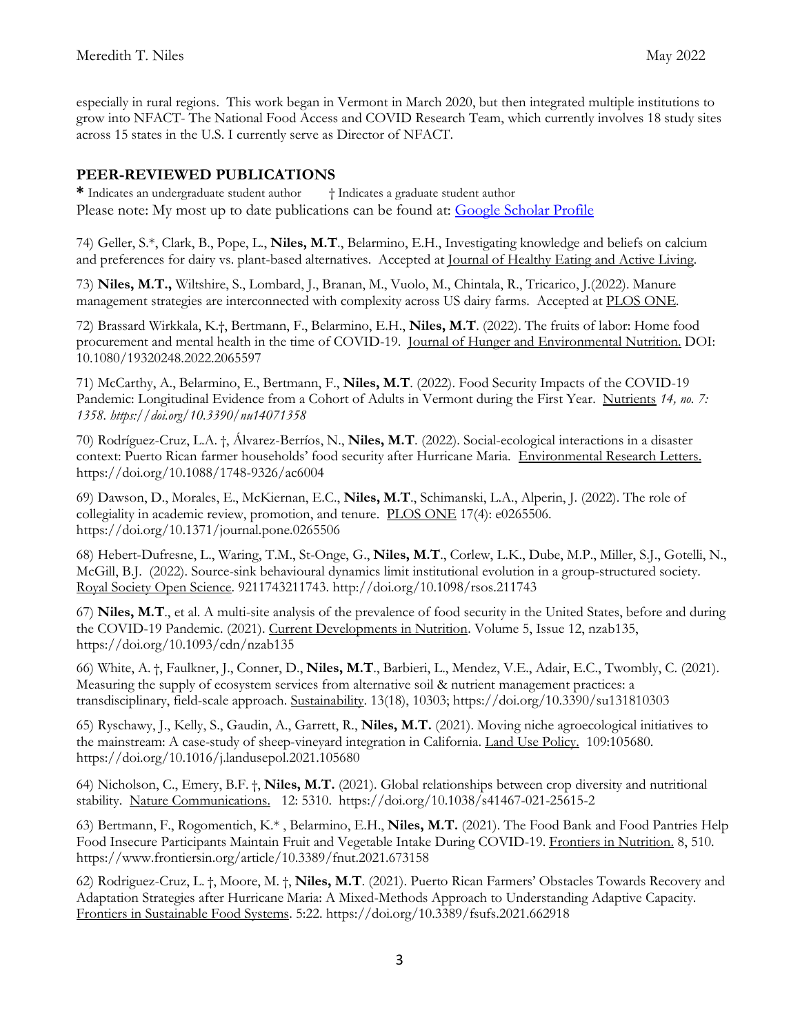especially in rural regions. This work began in Vermont in March 2020, but then integrated multiple institutions to grow into NFACT- The National Food Access and COVID Research Team, which currently involves 18 study sites across 15 states in the U.S. I currently serve as Director of NFACT.

## PEER-REVIEWED PUBLICATIONS

**\*** Indicates an undergraduate student author † Indicates a graduate student author
Please note: My most up to date publications can be found at: Google Scholar Profile

74) Geller, S.*, Clark, B., Pope, L., **Niles, M.T**., Belarmino, E.H., Investigating knowledge and beliefs on calcium and preferences for dairy vs. plant-based alternatives. Accepted at Journal of Healthy Eating and Active Living.

73) **Niles, M.T.,** Wiltshire, S., Lombard, J., Branan, M., Vuolo, M., Chintala, R., Tricarico, J.(2022). Manure management strategies are interconnected with complexity across US dairy farms. Accepted at PLOS ONE.

72) Brassard Wirkkala, K.†, Bertmann, F., Belarmino, E.H., **Niles, M.T**. (2022). The fruits of labor: Home food procurement and mental health in the time of COVID-19. Journal of Hunger and Environmental Nutrition. DOI: 10.1080/19320248.2022.2065597

71) McCarthy, A., Belarmino, E., Bertmann, F., **Niles, M.T**. (2022). Food Security Impacts of the COVID-19 Pandemic: Longitudinal Evidence from a Cohort of Adults in Vermont during the First Year. Nutrients *14, no. 7: 1358. https://doi.org/10.3390/nu14071358*

70) Rodríguez-Cruz, L.A. †, Álvarez-Berríos, N., **Niles, M.T**. (2022). Social-ecological interactions in a disaster context: Puerto Rican farmer households' food security after Hurricane Maria. Environmental Research Letters. https://doi.org/10.1088/1748-9326/ac6004

69) Dawson, D., Morales, E., McKiernan, E.C., **Niles, M.T**., Schimanski, L.A., Alperin, J. (2022). The role of collegiality in academic review, promotion, and tenure. PLOS ONE 17(4): e0265506. https://doi.org/10.1371/journal.pone.0265506

68) Hebert-Dufresne, L., Waring, T.M., St-Onge, G., **Niles, M.T**., Corlew, L.K., Dube, M.P., Miller, S.J., Gotelli, N., McGill, B.J. (2022). Source-sink behavioural dynamics limit institutional evolution in a group-structured society. Royal Society Open Science. 9211743211743. http://doi.org/10.1098/rsos.211743

67) **Niles, M.T**., et al. A multi-site analysis of the prevalence of food security in the United States, before and during the COVID-19 Pandemic. (2021). Current Developments in Nutrition. Volume 5, Issue 12, nzab135, https://doi.org/10.1093/cdn/nzab135

66) White, A. †, Faulkner, J., Conner, D., **Niles, M.T**., Barbieri, L., Mendez, V.E., Adair, E.C., Twombly, C. (2021). Measuring the supply of ecosystem services from alternative soil & nutrient management practices: a transdisciplinary, field-scale approach. Sustainability. 13(18), 10303; https://doi.org/10.3390/su131810303

65) Ryschawy, J., Kelly, S., Gaudin, A., Garrett, R., **Niles, M.T.** (2021). Moving niche agroecological initiatives to the mainstream: A case-study of sheep-vineyard integration in California. Land Use Policy. 109:105680. https://doi.org/10.1016/j.landusepol.2021.105680

64) Nicholson, C., Emery, B.F. †, **Niles, M.T.** (2021). Global relationships between crop diversity and nutritional stability. Nature Communications. 12: 5310. https://doi.org/10.1038/s41467-021-25615-2

63) Bertmann, F., Rogomentich, K.* , Belarmino, E.H., **Niles, M.T.** (2021). The Food Bank and Food Pantries Help Food Insecure Participants Maintain Fruit and Vegetable Intake During COVID-19. Frontiers in Nutrition. 8, 510. https://www.frontiersin.org/article/10.3389/fnut.2021.673158

62) Rodriguez-Cruz, L. †, Moore, M. †, **Niles, M.T**. (2021). Puerto Rican Farmers' Obstacles Towards Recovery and Adaptation Strategies after Hurricane Maria: A Mixed-Methods Approach to Understanding Adaptive Capacity. Frontiers in Sustainable Food Systems. 5:22. https://doi.org/10.3389/fsufs.2021.662918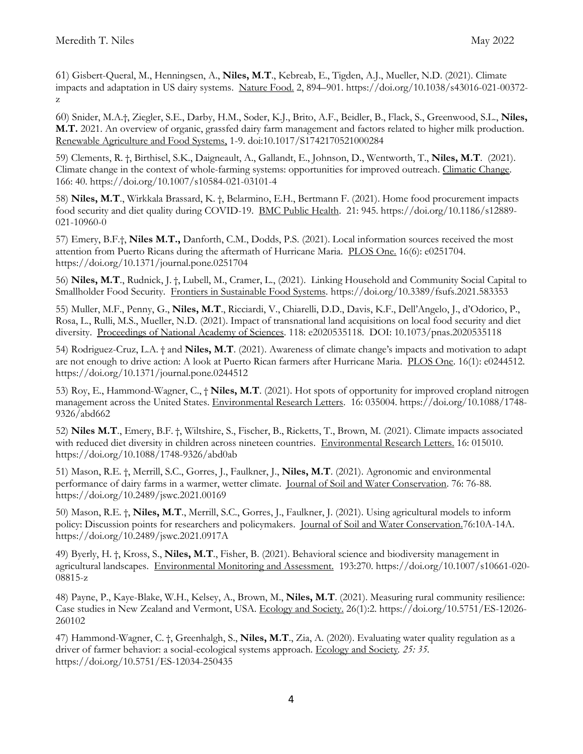61) Gisbert-Queral, M., Henningsen, A., **Niles, M.T**., Kebreab, E., Tigden, A.J., Mueller, N.D. (2021). Climate impacts and adaptation in US dairy systems. Nature Food. 2, 894–901. https://doi.org/10.1038/s43016-021-00372-z

60) Snider, M.A.†, Ziegler, S.E., Darby, H.M., Soder, K.J., Brito, A.F., Beidler, B., Flack, S., Greenwood, S.L., **Niles, M.T.** 2021. An overview of organic, grassfed dairy farm management and factors related to higher milk production. Renewable Agriculture and Food Systems, 1-9. doi:10.1017/S1742170521000284

59) Clements, R. †, Birthisel, S.K., Daigneault, A., Gallandt, E., Johnson, D., Wentworth, T., **Niles, M.T**. (2021). Climate change in the context of whole-farming systems: opportunities for improved outreach. Climatic Change. 166: 40. https://doi.org/10.1007/s10584-021-03101-4

58) **Niles, M.T**., Wirkkala Brassard, K. †, Belarmino, E.H., Bertmann F. (2021). Home food procurement impacts food security and diet quality during COVID-19. BMC Public Health. 21: 945. https://doi.org/10.1186/s12889-021-10960-0

57) Emery, B.F.†, **Niles M.T.,** Danforth, C.M., Dodds, P.S. (2021). Local information sources received the most attention from Puerto Ricans during the aftermath of Hurricane Maria. PLOS One. 16(6): e0251704. https://doi.org/10.1371/journal.pone.0251704

56) **Niles, M.T**., Rudnick, J. †, Lubell, M., Cramer, L., (2021). Linking Household and Community Social Capital to Smallholder Food Security. Frontiers in Sustainable Food Systems. https://doi.org/10.3389/fsufs.2021.583353

55) Muller, M.F., Penny, G., **Niles, M.T**., Ricciardi, V., Chiarelli, D.D., Davis, K.F., Dell'Angelo, J., d'Odorico, P., Rosa, L., Rulli, M.S., Mueller, N.D. (2021). Impact of transnational land acquisitions on local food security and diet diversity. Proceedings of National Academy of Sciences. 118: e2020535118. DOI: 10.1073/pnas.2020535118

54) Rodriguez-Cruz, L.A. † and **Niles, M.T**. (2021). Awareness of climate change's impacts and motivation to adapt are not enough to drive action: A look at Puerto Rican farmers after Hurricane Maria. PLOS One. 16(1): e0244512. https://doi.org/10.1371/journal.pone.0244512

53) Roy, E., Hammond-Wagner, C., † **Niles, M.T**. (2021). Hot spots of opportunity for improved cropland nitrogen management across the United States. Environmental Research Letters. 16: 035004. https://doi.org/10.1088/1748-9326/abd662

52) **Niles M.T**., Emery, B.F. †, Wiltshire, S., Fischer, B., Ricketts, T., Brown, M. (2021). Climate impacts associated with reduced diet diversity in children across nineteen countries. Environmental Research Letters. 16: 015010. https://doi.org/10.1088/1748-9326/abd0ab

51) Mason, R.E. †, Merrill, S.C., Gorres, J., Faulkner, J., **Niles, M.T**. (2021). Agronomic and environmental performance of dairy farms in a warmer, wetter climate. Journal of Soil and Water Conservation. 76: 76-88. https://doi.org/10.2489/jswc.2021.00169

50) Mason, R.E. †, **Niles, M.T**., Merrill, S.C., Gorres, J., Faulkner, J. (2021). Using agricultural models to inform policy: Discussion points for researchers and policymakers. Journal of Soil and Water Conservation.76:10A-14A. https://doi.org/10.2489/jswc.2021.0917A

49) Byerly, H. †, Kross, S., **Niles, M.T**., Fisher, B. (2021). Behavioral science and biodiversity management in agricultural landscapes. Environmental Monitoring and Assessment. 193:270. https://doi.org/10.1007/s10661-020-08815-z

48) Payne, P., Kaye-Blake, W.H., Kelsey, A., Brown, M., **Niles, M.T**. (2021). Measuring rural community resilience: Case studies in New Zealand and Vermont, USA. Ecology and Society. 26(1):2. https://doi.org/10.5751/ES-12026-260102

47) Hammond-Wagner, C. †, Greenhalgh, S., **Niles, M.T**., Zia, A. (2020). Evaluating water quality regulation as a driver of farmer behavior: a social-ecological systems approach. Ecology and Society. *25: 35.* https://doi.org/10.5751/ES-12034-250435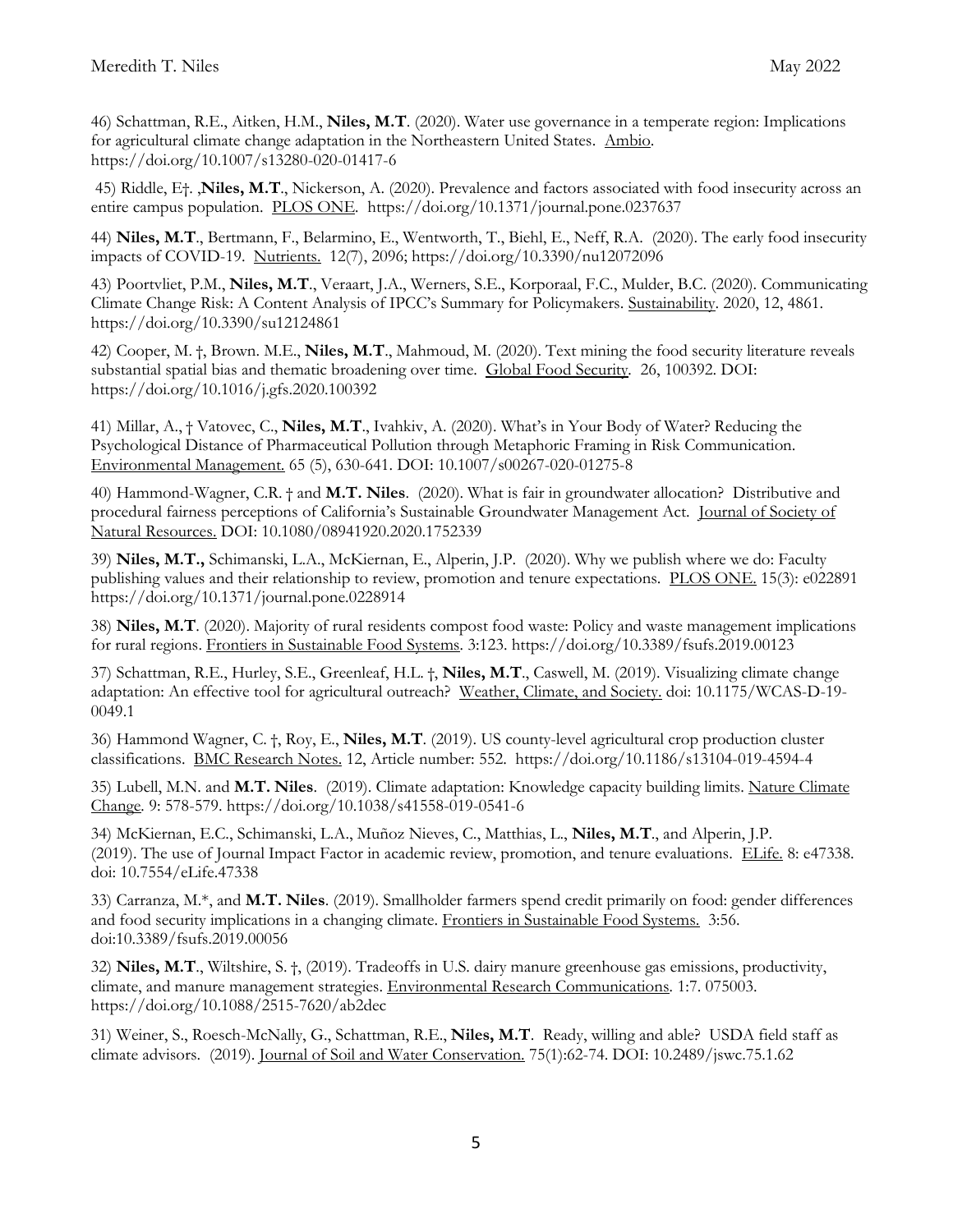46) Schattman, R.E., Aitken, H.M., **Niles, M.T**. (2020). Water use governance in a temperate region: Implications for agricultural climate change adaptation in the Northeastern United States. Ambio. https://doi.org/10.1007/s13280-020-01417-6

45) Riddle, E†. ,**Niles, M.T**., Nickerson, A. (2020). Prevalence and factors associated with food insecurity across an entire campus population. PLOS ONE. https://doi.org/10.1371/journal.pone.0237637

44) **Niles, M.T**., Bertmann, F., Belarmino, E., Wentworth, T., Biehl, E., Neff, R.A. (2020). The early food insecurity impacts of COVID-19. Nutrients. 12(7), 2096; https://doi.org/10.3390/nu12072096

43) Poortvliet, P.M., **Niles, M.T**., Veraart, J.A., Werners, S.E., Korporaal, F.C., Mulder, B.C. (2020). Communicating Climate Change Risk: A Content Analysis of IPCC's Summary for Policymakers. Sustainability. 2020, 12, 4861. https://doi.org/10.3390/su12124861

42) Cooper, M. †, Brown. M.E., **Niles, M.T**., Mahmoud, M. (2020). Text mining the food security literature reveals substantial spatial bias and thematic broadening over time. Global Food Security. 26, 100392. DOI: https://doi.org/10.1016/j.gfs.2020.100392

41) Millar, A., † Vatovec, C., **Niles, M.T**., Ivahkiv, A. (2020). What's in Your Body of Water? Reducing the Psychological Distance of Pharmaceutical Pollution through Metaphoric Framing in Risk Communication. Environmental Management. 65 (5), 630-641. DOI: 10.1007/s00267-020-01275-8

40) Hammond-Wagner, C.R. † and **M.T. Niles**. (2020). What is fair in groundwater allocation? Distributive and procedural fairness perceptions of California's Sustainable Groundwater Management Act. Journal of Society of Natural Resources. DOI: 10.1080/08941920.2020.1752339

39) **Niles, M.T.,** Schimanski, L.A., McKiernan, E., Alperin, J.P. (2020). Why we publish where we do: Faculty publishing values and their relationship to review, promotion and tenure expectations. PLOS ONE. 15(3): e022891 https://doi.org/10.1371/journal.pone.0228914

38) **Niles, M.T**. (2020). Majority of rural residents compost food waste: Policy and waste management implications for rural regions. Frontiers in Sustainable Food Systems. 3:123. https://doi.org/10.3389/fsufs.2019.00123

37) Schattman, R.E., Hurley, S.E., Greenleaf, H.L. †, **Niles, M.T**., Caswell, M. (2019). Visualizing climate change adaptation: An effective tool for agricultural outreach? Weather, Climate, and Society. doi: 10.1175/WCAS-D-19-0049.1

36) Hammond Wagner, C. †, Roy, E., **Niles, M.T**. (2019). US county-level agricultural crop production cluster classifications. BMC Research Notes. 12, Article number: 552. https://doi.org/10.1186/s13104-019-4594-4

35) Lubell, M.N. and **M.T. Niles**. (2019). Climate adaptation: Knowledge capacity building limits. Nature Climate Change. 9: 578-579. https://doi.org/10.1038/s41558-019-0541-6

34) McKiernan, E.C., Schimanski, L.A., Muñoz Nieves, C., Matthias, L., **Niles, M.T**., and Alperin, J.P. (2019). The use of Journal Impact Factor in academic review, promotion, and tenure evaluations. ELife. 8: e47338. doi: 10.7554/eLife.47338

33) Carranza, M.*, and **M.T. Niles**. (2019). Smallholder farmers spend credit primarily on food: gender differences and food security implications in a changing climate. Frontiers in Sustainable Food Systems. 3:56. doi:10.3389/fsufs.2019.00056

32) **Niles, M.T**., Wiltshire, S. †, (2019). Tradeoffs in U.S. dairy manure greenhouse gas emissions, productivity, climate, and manure management strategies. Environmental Research Communications. 1:7. 075003. https://doi.org/10.1088/2515-7620/ab2dec

31) Weiner, S., Roesch-McNally, G., Schattman, R.E., **Niles, M.T**. Ready, willing and able? USDA field staff as climate advisors. (2019). Journal of Soil and Water Conservation. 75(1):62-74. DOI: 10.2489/jswc.75.1.62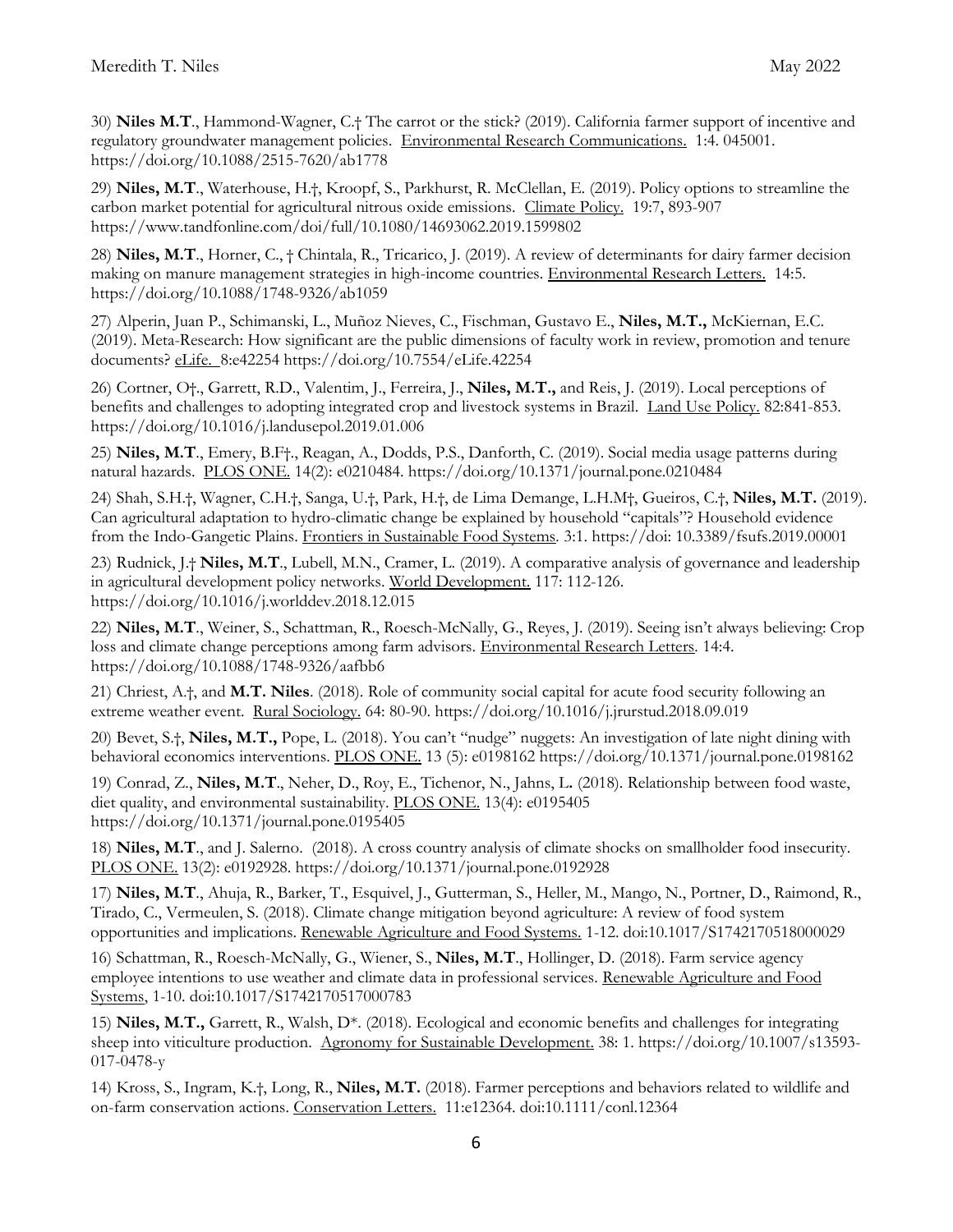30) **Niles M.T**., Hammond-Wagner, C.† The carrot or the stick? (2019). California farmer support of incentive and regulatory groundwater management policies. Environmental Research Communications. 1:4. 045001. https://doi.org/10.1088/2515-7620/ab1778

29) **Niles, M.T**., Waterhouse, H.†, Kroopf, S., Parkhurst, R. McClellan, E. (2019). Policy options to streamline the carbon market potential for agricultural nitrous oxide emissions. Climate Policy. 19:7, 893-907 https://www.tandfonline.com/doi/full/10.1080/14693062.2019.1599802

28) **Niles, M.T**., Horner, C., † Chintala, R., Tricarico, J. (2019). A review of determinants for dairy farmer decision making on manure management strategies in high-income countries. Environmental Research Letters. 14:5. https://doi.org/10.1088/1748-9326/ab1059

27) Alperin, Juan P., Schimanski, L., Muñoz Nieves, C., Fischman, Gustavo E., **Niles, M.T.,** McKiernan, E.C. (2019). Meta-Research: How significant are the public dimensions of faculty work in review, promotion and tenure documents? eLife. 8:e42254 https://doi.org/10.7554/eLife.42254

26) Cortner, O†., Garrett, R.D., Valentim, J., Ferreira, J., **Niles, M.T.,** and Reis, J. (2019). Local perceptions of benefits and challenges to adopting integrated crop and livestock systems in Brazil. Land Use Policy. 82:841-853. https://doi.org/10.1016/j.landusepol.2019.01.006

25) **Niles, M.T**., Emery, B.F†., Reagan, A., Dodds, P.S., Danforth, C. (2019). Social media usage patterns during natural hazards. PLOS ONE. 14(2): e0210484. https://doi.org/10.1371/journal.pone.0210484

24) Shah, S.H.†, Wagner, C.H.†, Sanga, U.†, Park, H.†, de Lima Demange, L.H.M†, Gueiros, C.†, **Niles, M.T.** (2019). Can agricultural adaptation to hydro-climatic change be explained by household "capitals"? Household evidence from the Indo-Gangetic Plains. Frontiers in Sustainable Food Systems. 3:1. https://doi: 10.3389/fsufs.2019.00001

23) Rudnick, J.† **Niles, M.T**., Lubell, M.N., Cramer, L. (2019). A comparative analysis of governance and leadership in agricultural development policy networks. World Development. 117: 112-126. https://doi.org/10.1016/j.worlddev.2018.12.015

22) **Niles, M.T**., Weiner, S., Schattman, R., Roesch-McNally, G., Reyes, J. (2019). Seeing isn't always believing: Crop loss and climate change perceptions among farm advisors. Environmental Research Letters. 14:4. https://doi.org/10.1088/1748-9326/aafbb6

21) Chriest, A.†, and **M.T. Niles**. (2018). Role of community social capital for acute food security following an extreme weather event. Rural Sociology. 64: 80-90. https://doi.org/10.1016/j.jrurstud.2018.09.019

20) Bevet, S.†, **Niles, M.T.,** Pope, L. (2018). You can't "nudge" nuggets: An investigation of late night dining with behavioral economics interventions. PLOS ONE. 13 (5): e0198162 https://doi.org/10.1371/journal.pone.0198162

19) Conrad, Z., **Niles, M.T**., Neher, D., Roy, E., Tichenor, N., Jahns, L. (2018). Relationship between food waste, diet quality, and environmental sustainability. PLOS ONE. 13(4): e0195405 https://doi.org/10.1371/journal.pone.0195405

18) **Niles, M.T**., and J. Salerno. (2018). A cross country analysis of climate shocks on smallholder food insecurity. PLOS ONE. 13(2): e0192928. https://doi.org/10.1371/journal.pone.0192928

17) **Niles, M.T**., Ahuja, R., Barker, T., Esquivel, J., Gutterman, S., Heller, M., Mango, N., Portner, D., Raimond, R., Tirado, C., Vermeulen, S. (2018). Climate change mitigation beyond agriculture: A review of food system opportunities and implications. Renewable Agriculture and Food Systems. 1-12. doi:10.1017/S1742170518000029

16) Schattman, R., Roesch-McNally, G., Wiener, S., **Niles, M.T**., Hollinger, D. (2018). Farm service agency employee intentions to use weather and climate data in professional services. Renewable Agriculture and Food Systems, 1-10. doi:10.1017/S1742170517000783

15) **Niles, M.T.,** Garrett, R., Walsh, D*. (2018). Ecological and economic benefits and challenges for integrating sheep into viticulture production. Agronomy for Sustainable Development. 38: 1. https://doi.org/10.1007/s13593-017-0478-y

14) Kross, S., Ingram, K.†, Long, R., **Niles, M.T.** (2018). Farmer perceptions and behaviors related to wildlife and on-farm conservation actions. Conservation Letters. 11:e12364. doi:10.1111/conl.12364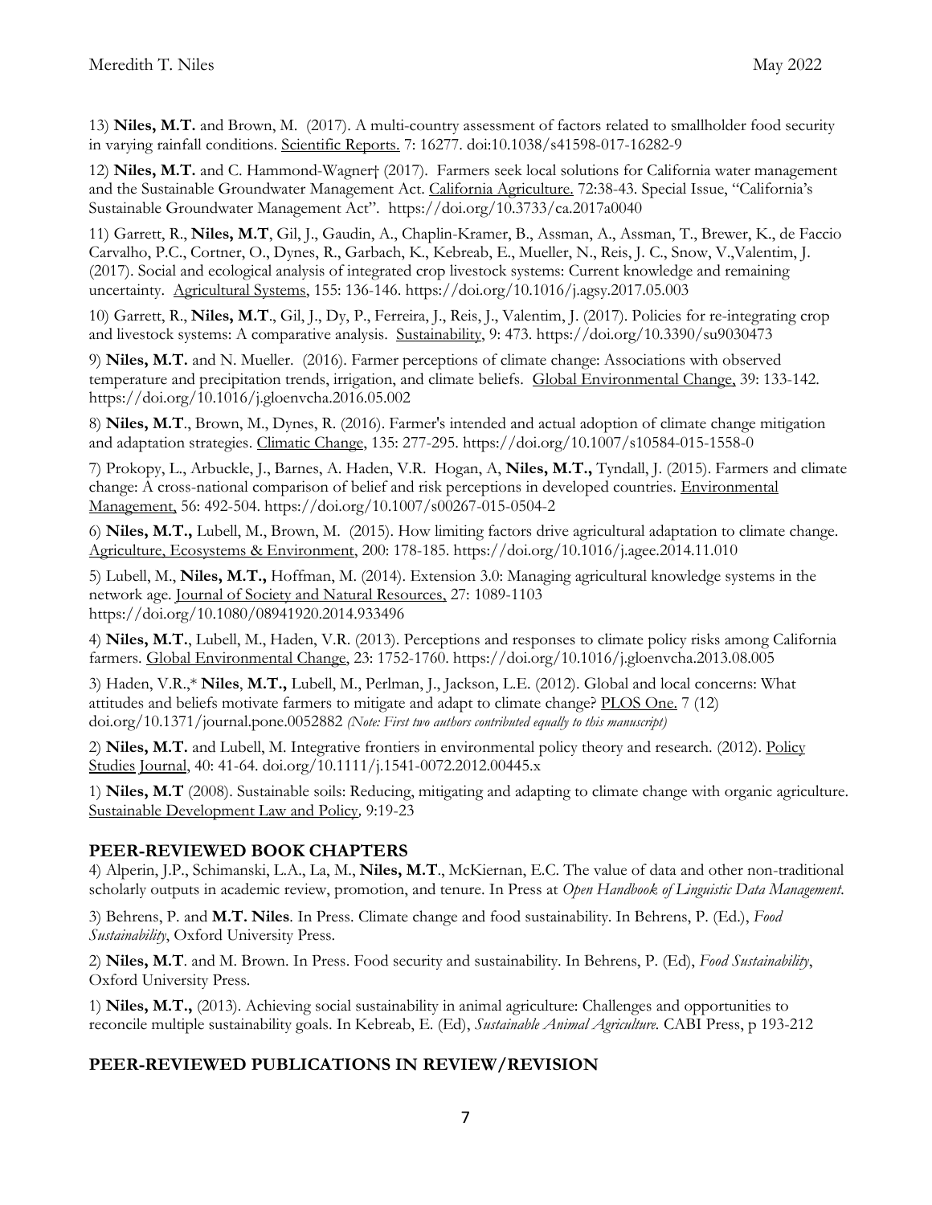13) **Niles, M.T.** and Brown, M. (2017). A multi-country assessment of factors related to smallholder food security in varying rainfall conditions. Scientific Reports. 7: 16277. doi:10.1038/s41598-017-16282-9

12) **Niles, M.T.** and C. Hammond-Wagner† (2017). Farmers seek local solutions for California water management and the Sustainable Groundwater Management Act. California Agriculture. 72:38-43. Special Issue, "California's Sustainable Groundwater Management Act". https://doi.org/10.3733/ca.2017a0040

11) Garrett, R., **Niles, M.T**, Gil, J., Gaudin, A., Chaplin-Kramer, B., Assman, A., Assman, T., Brewer, K., de Faccio Carvalho, P.C., Cortner, O., Dynes, R., Garbach, K., Kebreab, E., Mueller, N., Reis, J. C., Snow, V.,Valentim, J. (2017). Social and ecological analysis of integrated crop livestock systems: Current knowledge and remaining uncertainty. Agricultural Systems, 155: 136-146. https://doi.org/10.1016/j.agsy.2017.05.003

10) Garrett, R., **Niles, M.T**., Gil, J., Dy, P., Ferreira, J., Reis, J., Valentim, J. (2017). Policies for re-integrating crop and livestock systems: A comparative analysis. Sustainability, 9: 473. https://doi.org/10.3390/su9030473

9) **Niles, M.T.** and N. Mueller. (2016). Farmer perceptions of climate change: Associations with observed temperature and precipitation trends, irrigation, and climate beliefs. Global Environmental Change, 39: 133-142. https://doi.org/10.1016/j.gloenvcha.2016.05.002

8) **Niles, M.T**., Brown, M., Dynes, R. (2016). Farmer's intended and actual adoption of climate change mitigation and adaptation strategies. Climatic Change, 135: 277-295. https://doi.org/10.1007/s10584-015-1558-0

7) Prokopy, L., Arbuckle, J., Barnes, A. Haden, V.R. Hogan, A, **Niles, M.T.,** Tyndall, J. (2015). Farmers and climate change: A cross-national comparison of belief and risk perceptions in developed countries. Environmental Management, 56: 492-504. https://doi.org/10.1007/s00267-015-0504-2

6) **Niles, M.T.,** Lubell, M., Brown, M. (2015). How limiting factors drive agricultural adaptation to climate change. Agriculture, Ecosystems & Environment, 200: 178-185. https://doi.org/10.1016/j.agee.2014.11.010

5) Lubell, M., **Niles, M.T.,** Hoffman, M. (2014). Extension 3.0: Managing agricultural knowledge systems in the network age. Journal of Society and Natural Resources, 27: 1089-1103 https://doi.org/10.1080/08941920.2014.933496

4) **Niles, M.T.**, Lubell, M., Haden, V.R. (2013). Perceptions and responses to climate policy risks among California farmers. Global Environmental Change, 23: 1752-1760. https://doi.org/10.1016/j.gloenvcha.2013.08.005

3) Haden, V.R.,* **Niles**, **M.T.,** Lubell, M., Perlman, J., Jackson, L.E. (2012). Global and local concerns: What attitudes and beliefs motivate farmers to mitigate and adapt to climate change? PLOS One. 7 (12) doi.org/10.1371/journal.pone.0052882 *(Note: First two authors contributed equally to this manuscript)*

2) **Niles, M.T.** and Lubell, M. Integrative frontiers in environmental policy theory and research. (2012). Policy Studies Journal, 40: 41-64. doi.org/10.1111/j.1541-0072.2012.00445.x

1) **Niles, M.T** (2008). Sustainable soils: Reducing, mitigating and adapting to climate change with organic agriculture. Sustainable Development Law and Policy, 9:19-23

## PEER-REVIEWED BOOK CHAPTERS

4) Alperin, J.P., Schimanski, L.A., La, M., **Niles, M.T**., McKiernan, E.C. The value of data and other non-traditional scholarly outputs in academic review, promotion, and tenure. In Press at *Open Handbook of Linguistic Data Management*.

3) Behrens, P. and **M.T. Niles**. In Press. Climate change and food sustainability. In Behrens, P. (Ed.), *Food Sustainability*, Oxford University Press.

2) **Niles, M.T**. and M. Brown. In Press. Food security and sustainability. In Behrens, P. (Ed), *Food Sustainability*, Oxford University Press.

1) **Niles, M.T.,** (2013). Achieving social sustainability in animal agriculture: Challenges and opportunities to reconcile multiple sustainability goals. In Kebreab, E. (Ed), *Sustainable Animal Agriculture.* CABI Press, p 193-212

## PEER-REVIEWED PUBLICATIONS IN REVIEW/REVISION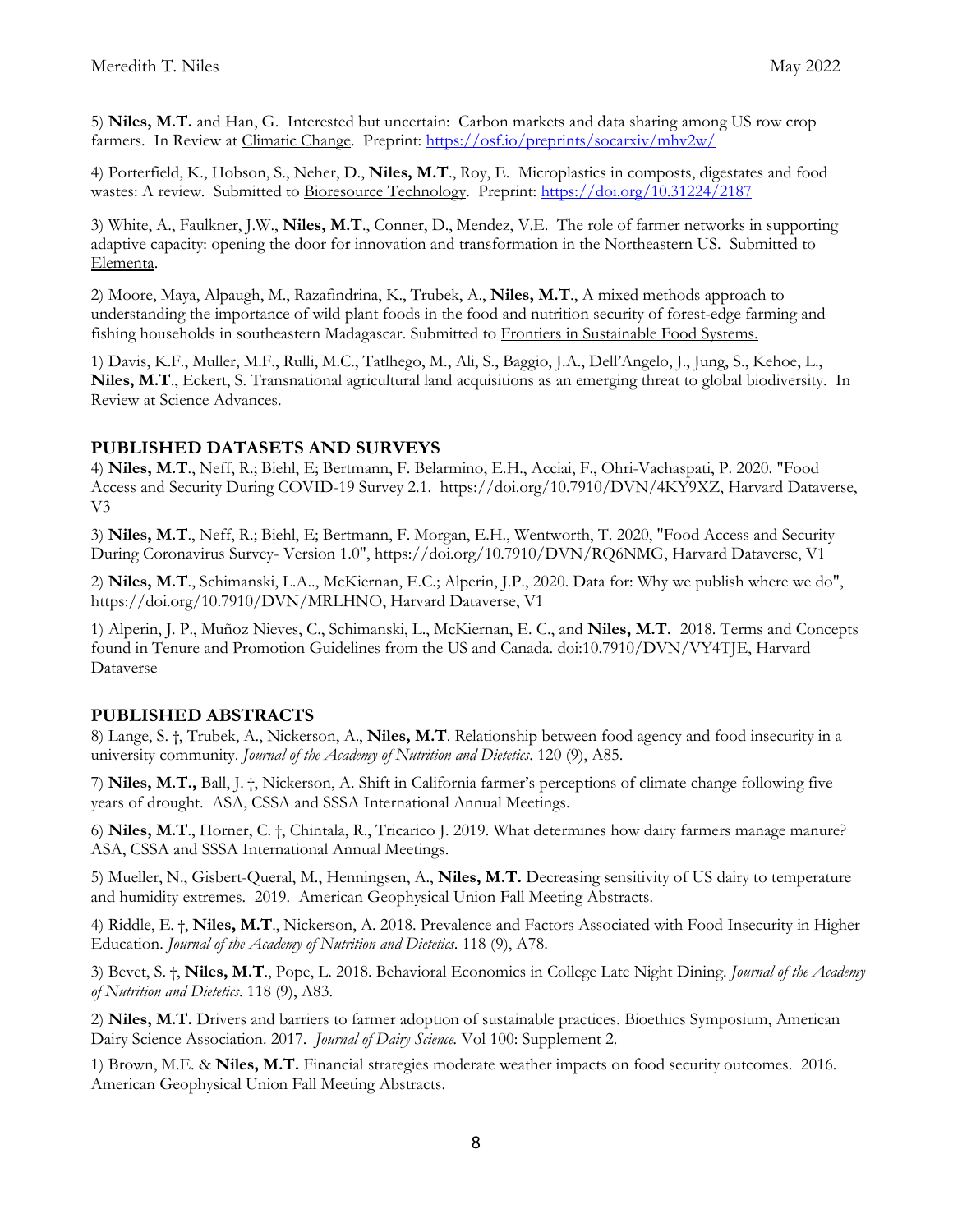5) **Niles, M.T.** and Han, G. Interested but uncertain: Carbon markets and data sharing among US row crop farmers. In Review at Climatic Change. Preprint: https://osf.io/preprints/socarxiv/mhv2w/

4) Porterfield, K., Hobson, S., Neher, D., **Niles, M.T**., Roy, E. Microplastics in composts, digestates and food wastes: A review. Submitted to Bioresource Technology. Preprint: https://doi.org/10.31224/2187

3) White, A., Faulkner, J.W., **Niles, M.T**., Conner, D., Mendez, V.E. The role of farmer networks in supporting adaptive capacity: opening the door for innovation and transformation in the Northeastern US. Submitted to Elementa.

2) Moore, Maya, Alpaugh, M., Razafindrina, K., Trubek, A., **Niles, M.T**., A mixed methods approach to understanding the importance of wild plant foods in the food and nutrition security of forest-edge farming and fishing households in southeastern Madagascar. Submitted to Frontiers in Sustainable Food Systems.

1) Davis, K.F., Muller, M.F., Rulli, M.C., Tatlhego, M., Ali, S., Baggio, J.A., Dell'Angelo, J., Jung, S., Kehoe, L., **Niles, M.T**., Eckert, S. Transnational agricultural land acquisitions as an emerging threat to global biodiversity. In Review at Science Advances.

## PUBLISHED DATASETS AND SURVEYS

4) **Niles, M.T**., Neff, R.; Biehl, E; Bertmann, F. Belarmino, E.H., Acciai, F., Ohri-Vachaspati, P. 2020. "Food Access and Security During COVID-19 Survey 2.1. https://doi.org/10.7910/DVN/4KY9XZ, Harvard Dataverse, V3

3) **Niles, M.T**., Neff, R.; Biehl, E; Bertmann, F. Morgan, E.H., Wentworth, T. 2020, "Food Access and Security During Coronavirus Survey- Version 1.0", https://doi.org/10.7910/DVN/RQ6NMG, Harvard Dataverse, V1

2) **Niles, M.T**., Schimanski, L.A.., McKiernan, E.C.; Alperin, J.P., 2020. Data for: Why we publish where we do", https://doi.org/10.7910/DVN/MRLHNO, Harvard Dataverse, V1

1) Alperin, J. P., Muñoz Nieves, C., Schimanski, L., McKiernan, E. C., and **Niles, M.T.** 2018. Terms and Concepts found in Tenure and Promotion Guidelines from the US and Canada. doi:10.7910/DVN/VY4TJE, Harvard Dataverse

## PUBLISHED ABSTRACTS

8) Lange, S. †, Trubek, A., Nickerson, A., **Niles, M.T**. Relationship between food agency and food insecurity in a university community. *Journal of the Academy of Nutrition and Dietetics*. 120 (9), A85.

7) **Niles, M.T.,** Ball, J. †, Nickerson, A. Shift in California farmer's perceptions of climate change following five years of drought. ASA, CSSA and SSSA International Annual Meetings.

6) **Niles, M.T**., Horner, C. †, Chintala, R., Tricarico J. 2019. What determines how dairy farmers manage manure? ASA, CSSA and SSSA International Annual Meetings.

5) Mueller, N., Gisbert-Queral, M., Henningsen, A., **Niles, M.T.** Decreasing sensitivity of US dairy to temperature and humidity extremes. 2019. American Geophysical Union Fall Meeting Abstracts.

4) Riddle, E. †, **Niles, M.T**., Nickerson, A. 2018. Prevalence and Factors Associated with Food Insecurity in Higher Education. *Journal of the Academy of Nutrition and Dietetics*. 118 (9), A78.

3) Bevet, S. †, **Niles, M.T**., Pope, L. 2018. Behavioral Economics in College Late Night Dining. *Journal of the Academy of Nutrition and Dietetics*. 118 (9), A83.

2) **Niles, M.T.** Drivers and barriers to farmer adoption of sustainable practices. Bioethics Symposium, American Dairy Science Association. 2017. *Journal of Dairy Science.* Vol 100: Supplement 2.

1) Brown, M.E. & **Niles, M.T.** Financial strategies moderate weather impacts on food security outcomes. 2016. American Geophysical Union Fall Meeting Abstracts.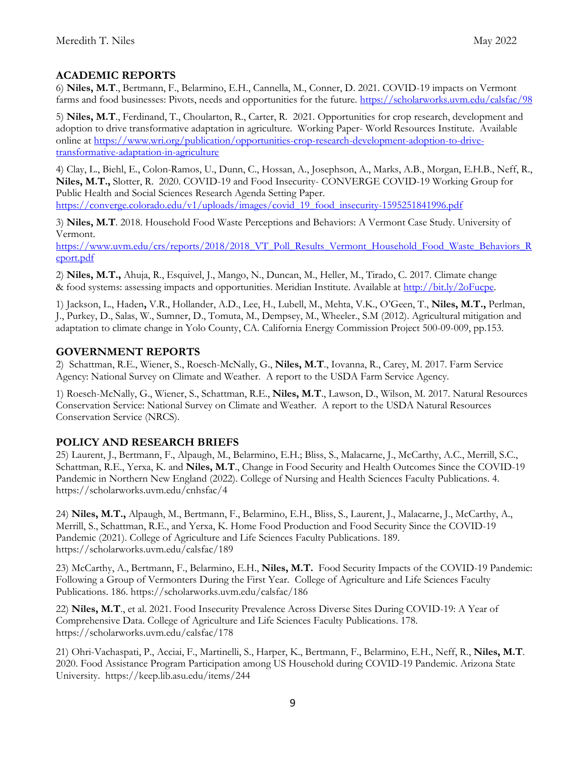## ACADEMIC REPORTS

6) **Niles, M.T**., Bertmann, F., Belarmino, E.H., Cannella, M., Conner, D. 2021. COVID-19 impacts on Vermont farms and food businesses: Pivots, needs and opportunities for the future. https://scholarworks.uvm.edu/calsfac/98

5) **Niles, M.T**., Ferdinand, T., Choularton, R., Carter, R. 2021. Opportunities for crop research, development and adoption to drive transformative adaptation in agriculture. Working Paper- World Resources Institute. Available online at https://www.wri.org/publication/opportunities-crop-research-development-adoption-to-drive-transformative-adaptation-in-agriculture

4) Clay, L., Biehl, E., Colon-Ramos, U., Dunn, C., Hossan, A., Josephson, A., Marks, A.B., Morgan, E.H.B., Neff, R., **Niles, M.T.,** Slotter, R. 2020. COVID-19 and Food Insecurity- CONVERGE COVID-19 Working Group for Public Health and Social Sciences Research Agenda Setting Paper. https://converge.colorado.edu/v1/uploads/images/covid_19_food_insecurity-1595251841996.pdf

3) **Niles, M.T**. 2018. Household Food Waste Perceptions and Behaviors: A Vermont Case Study. University of Vermont. https://www.uvm.edu/crs/reports/2018/2018_VT_Poll_Results_Vermont_Household_Food_Waste_Behaviors_Report.pdf

2) **Niles, M.T.,** Ahuja, R., Esquivel, J., Mango, N., Duncan, M., Heller, M., Tirado, C. 2017. Climate change & food systems: assessing impacts and opportunities. Meridian Institute. Available at http://bit.ly/2oFucpe.

1) Jackson, L., Haden**,** V.R., Hollander, A.D., Lee, H., Lubell, M., Mehta, V.K., O'Geen, T., **Niles, M.T.,** Perlman, J., Purkey, D., Salas, W., Sumner, D., Tomuta, M., Dempsey, M., Wheeler., S.M (2012). Agricultural mitigation and adaptation to climate change in Yolo County, CA. California Energy Commission Project 500-09-009, pp.153.

## GOVERNMENT REPORTS

2) Schattman, R.E., Wiener, S., Roesch-McNally, G., **Niles, M.T**., Iovanna, R., Carey, M. 2017. Farm Service Agency: National Survey on Climate and Weather. A report to the USDA Farm Service Agency.

1) Roesch-McNally, G., Wiener, S., Schattman, R.E., **Niles, M.T**., Lawson, D., Wilson, M. 2017. Natural Resources Conservation Service: National Survey on Climate and Weather. A report to the USDA Natural Resources Conservation Service (NRCS).

## POLICY AND RESEARCH BRIEFS

25) Laurent, J., Bertmann, F., Alpaugh, M., Belarmino, E.H.; Bliss, S., Malacarne, J., McCarthy, A.C., Merrill, S.C., Schattman, R.E., Yerxa, K. and **Niles, M.T**., Change in Food Security and Health Outcomes Since the COVID-19 Pandemic in Northern New England (2022). College of Nursing and Health Sciences Faculty Publications. 4. https://scholarworks.uvm.edu/cnhsfac/4

24) **Niles, M.T.,** Alpaugh, M., Bertmann, F., Belarmino, E.H., Bliss, S., Laurent, J., Malacarne, J., McCarthy, A., Merrill, S., Schattman, R.E., and Yerxa, K. Home Food Production and Food Security Since the COVID-19 Pandemic (2021). College of Agriculture and Life Sciences Faculty Publications. 189. https://scholarworks.uvm.edu/calsfac/189

23) McCarthy, A., Bertmann, F., Belarmino, E.H., **Niles, M.T.** Food Security Impacts of the COVID-19 Pandemic: Following a Group of Vermonters During the First Year. College of Agriculture and Life Sciences Faculty Publications. 186. https://scholarworks.uvm.edu/calsfac/186

22) **Niles, M.T**., et al. 2021. Food Insecurity Prevalence Across Diverse Sites During COVID-19: A Year of Comprehensive Data. College of Agriculture and Life Sciences Faculty Publications. 178. https://scholarworks.uvm.edu/calsfac/178

21) Ohri-Vachaspati, P., Acciai, F., Martinelli, S., Harper, K., Bertmann, F., Belarmino, E.H., Neff, R., **Niles, M.T**. 2020. Food Assistance Program Participation among US Household during COVID-19 Pandemic. Arizona State University. https://keep.lib.asu.edu/items/244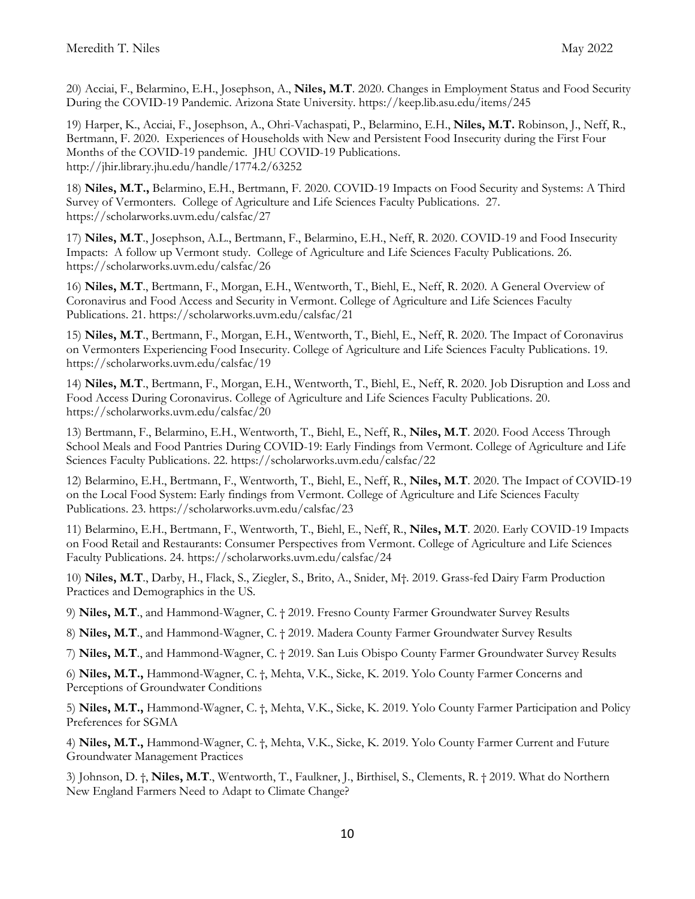20) Acciai, F., Belarmino, E.H., Josephson, A., **Niles, M.T**. 2020. Changes in Employment Status and Food Security During the COVID-19 Pandemic. Arizona State University. https://keep.lib.asu.edu/items/245

19) Harper, K., Acciai, F., Josephson, A., Ohri-Vachaspati, P., Belarmino, E.H., **Niles, M.T.** Robinson, J., Neff, R., Bertmann, F. 2020. Experiences of Households with New and Persistent Food Insecurity during the First Four Months of the COVID-19 pandemic. JHU COVID-19 Publications. http://jhir.library.jhu.edu/handle/1774.2/63252

18) **Niles, M.T.,** Belarmino, E.H., Bertmann, F. 2020. COVID-19 Impacts on Food Security and Systems: A Third Survey of Vermonters. College of Agriculture and Life Sciences Faculty Publications. 27. https://scholarworks.uvm.edu/calsfac/27

17) **Niles, M.T**., Josephson, A.L., Bertmann, F., Belarmino, E.H., Neff, R. 2020. COVID-19 and Food Insecurity Impacts: A follow up Vermont study. College of Agriculture and Life Sciences Faculty Publications. 26. https://scholarworks.uvm.edu/calsfac/26

16) **Niles, M.T**., Bertmann, F., Morgan, E.H., Wentworth, T., Biehl, E., Neff, R. 2020. A General Overview of Coronavirus and Food Access and Security in Vermont. College of Agriculture and Life Sciences Faculty Publications. 21. https://scholarworks.uvm.edu/calsfac/21

15) **Niles, M.T**., Bertmann, F., Morgan, E.H., Wentworth, T., Biehl, E., Neff, R. 2020. The Impact of Coronavirus on Vermonters Experiencing Food Insecurity. College of Agriculture and Life Sciences Faculty Publications. 19. https://scholarworks.uvm.edu/calsfac/19

14) **Niles, M.T**., Bertmann, F., Morgan, E.H., Wentworth, T., Biehl, E., Neff, R. 2020. Job Disruption and Loss and Food Access During Coronavirus. College of Agriculture and Life Sciences Faculty Publications. 20. https://scholarworks.uvm.edu/calsfac/20

13) Bertmann, F., Belarmino, E.H., Wentworth, T., Biehl, E., Neff, R., **Niles, M.T**. 2020. Food Access Through School Meals and Food Pantries During COVID-19: Early Findings from Vermont. College of Agriculture and Life Sciences Faculty Publications. 22. https://scholarworks.uvm.edu/calsfac/22

12) Belarmino, E.H., Bertmann, F., Wentworth, T., Biehl, E., Neff, R., **Niles, M.T**. 2020. The Impact of COVID-19 on the Local Food System: Early findings from Vermont. College of Agriculture and Life Sciences Faculty Publications. 23. https://scholarworks.uvm.edu/calsfac/23

11) Belarmino, E.H., Bertmann, F., Wentworth, T., Biehl, E., Neff, R., **Niles, M.T**. 2020. Early COVID-19 Impacts on Food Retail and Restaurants: Consumer Perspectives from Vermont. College of Agriculture and Life Sciences Faculty Publications. 24. https://scholarworks.uvm.edu/calsfac/24

10) **Niles, M.T**., Darby, H., Flack, S., Ziegler, S., Brito, A., Snider, M†. 2019. Grass-fed Dairy Farm Production Practices and Demographics in the US.

9) **Niles, M.T**., and Hammond-Wagner, C. † 2019. Fresno County Farmer Groundwater Survey Results

8) **Niles, M.T**., and Hammond-Wagner, C. † 2019. Madera County Farmer Groundwater Survey Results

7) **Niles, M.T**., and Hammond-Wagner, C. † 2019. San Luis Obispo County Farmer Groundwater Survey Results

6) **Niles, M.T.,** Hammond-Wagner, C. †, Mehta, V.K., Sicke, K. 2019. Yolo County Farmer Concerns and Perceptions of Groundwater Conditions

5) **Niles, M.T.,** Hammond-Wagner, C. †, Mehta, V.K., Sicke, K. 2019. Yolo County Farmer Participation and Policy Preferences for SGMA

4) **Niles, M.T.,** Hammond-Wagner, C. †, Mehta, V.K., Sicke, K. 2019. Yolo County Farmer Current and Future Groundwater Management Practices

3) Johnson, D. †, **Niles, M.T**., Wentworth, T., Faulkner, J., Birthisel, S., Clements, R. † 2019. What do Northern New England Farmers Need to Adapt to Climate Change?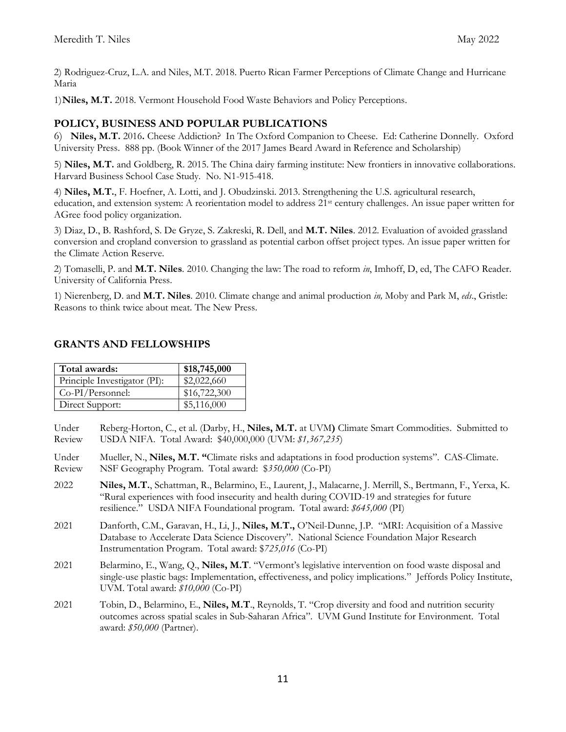2) Rodriguez-Cruz, L.A. and Niles, M.T. 2018. Puerto Rican Farmer Perceptions of Climate Change and Hurricane Maria

1) **Niles, M.T.** 2018. Vermont Household Food Waste Behaviors and Policy Perceptions.

## POLICY, BUSINESS AND POPULAR PUBLICATIONS

6) **Niles, M.T.** 2016**.** Cheese Addiction? In The Oxford Companion to Cheese. Ed: Catherine Donnelly. Oxford University Press. 888 pp. (Book Winner of the 2017 James Beard Award in Reference and Scholarship)

5) **Niles, M.T.** and Goldberg, R. 2015. The China dairy farming institute: New frontiers in innovative collaborations. Harvard Business School Case Study. No. N1-915-418.

4) **Niles, M.T.**, F. Hoefner, A. Lotti, and J. Obudzinski. 2013. Strengthening the U.S. agricultural research, education, and extension system: A reorientation model to address 21st century challenges. An issue paper written for AGree food policy organization.

3) Diaz, D., B. Rashford, S. De Gryze, S. Zakreski, R. Dell, and **M.T. Niles**. 2012. Evaluation of avoided grassland conversion and cropland conversion to grassland as potential carbon offset project types. An issue paper written for the Climate Action Reserve.

2) Tomaselli, P. and **M.T. Niles**. 2010. Changing the law: The road to reform *in*, Imhoff, D, ed, The CAFO Reader. University of California Press.

1) Nierenberg, D. and **M.T. Niles**. 2010. Climate change and animal production *in,* Moby and Park M, *eds*., Gristle: Reasons to think twice about meat. The New Press.

## GRANTS AND FELLOWSHIPS

| **Total awards:** | **$18,745,000** |
|---|---|
| Principle Investigator (PI): | $2,022,660 |
| Co-PI/Personnel: | $16,722,300 |
| Direct Support: | $5,116,000 |

Under Review — Reberg-Horton, C., et al. (Darby, H., **Niles, M.T.** at UVM**)** Climate Smart Commodities. Submitted to USDA NIFA. Total Award: $40,000,000 (UVM: *$1,367,235*)

Under Review — Mueller, N., **Niles, M.T. "**Climate risks and adaptations in food production systems". CAS-Climate. NSF Geography Program. Total award: $*350,000* (Co-PI)

2022 — **Niles, M.T.**, Schattman, R., Belarmino, E., Laurent, J., Malacarne, J. Merrill, S., Bertmann, F., Yerxa, K. "Rural experiences with food insecurity and health during COVID-19 and strategies for future resilience." USDA NIFA Foundational program. Total award: *$645,000* (PI)

2021 — Danforth, C.M., Garavan, H., Li, J., **Niles, M.T.,** O'Neil-Dunne, J.P. "MRI: Acquisition of a Massive Database to Accelerate Data Science Discovery". National Science Foundation Major Research Instrumentation Program. Total award: $*725,016* (Co-PI)

2021 — Belarmino, E., Wang, Q., **Niles, M.T**. "Vermont's legislative intervention on food waste disposal and single-use plastic bags: Implementation, effectiveness, and policy implications." Jeffords Policy Institute, UVM. Total award: *$10,000* (Co-PI)

2021 — Tobin, D., Belarmino, E., **Niles, M.T**., Reynolds, T. "Crop diversity and food and nutrition security outcomes across spatial scales in Sub-Saharan Africa". UVM Gund Institute for Environment. Total award: *$50,000* (Partner).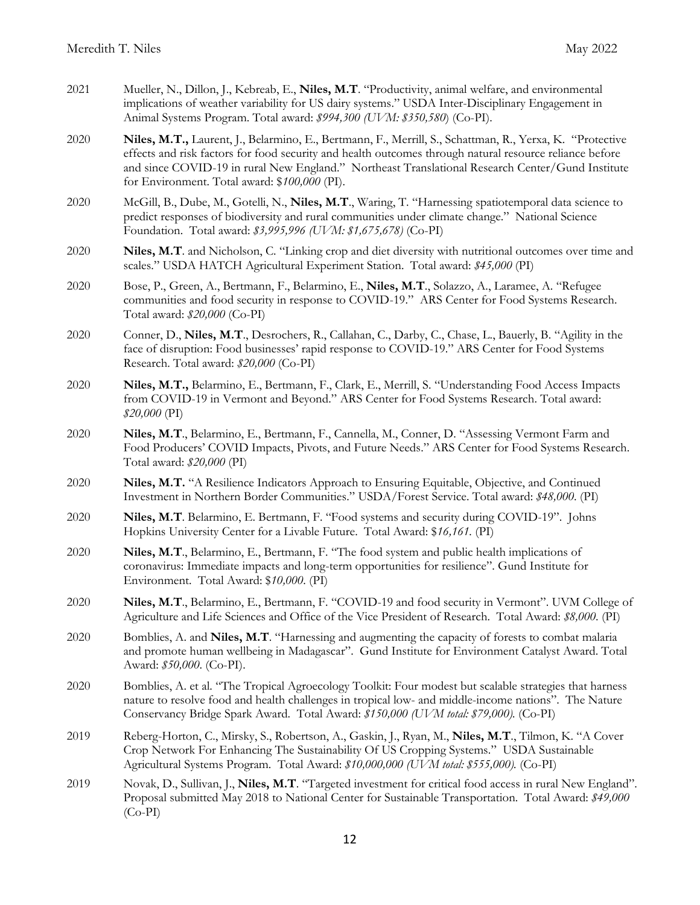2021 Mueller, N., Dillon, J., Kebreab, E., **Niles, M.T**. "Productivity, animal welfare, and environmental implications of weather variability for US dairy systems." USDA Inter-Disciplinary Engagement in Animal Systems Program. Total award: *$994,300 (UVM: $350,580)* (Co-PI).

2020 **Niles, M.T.,** Laurent, J., Belarmino, E., Bertmann, F., Merrill, S., Schattman, R., Yerxa, K. "Protective effects and risk factors for food security and health outcomes through natural resource reliance before and since COVID-19 in rural New England." Northeast Translational Research Center/Gund Institute for Environment. Total award: $*100,000* (PI).

2020 McGill, B., Dube, M., Gotelli, N., **Niles, M.T**., Waring, T. "Harnessing spatiotemporal data science to predict responses of biodiversity and rural communities under climate change." National Science Foundation. Total award: *$3,995,996 (UVM: $1,675,678)* (Co-PI)

2020 **Niles, M.T**. and Nicholson, C. "Linking crop and diet diversity with nutritional outcomes over time and scales." USDA HATCH Agricultural Experiment Station. Total award: *$45,000* (PI)

2020 Bose, P., Green, A., Bertmann, F., Belarmino, E., **Niles, M.T**., Solazzo, A., Laramee, A. "Refugee communities and food security in response to COVID-19." ARS Center for Food Systems Research. Total award: *$20,000* (Co-PI)

2020 Conner, D., **Niles, M.T**., Desrochers, R., Callahan, C., Darby, C., Chase, L., Bauerly, B. "Agility in the face of disruption: Food businesses' rapid response to COVID-19." ARS Center for Food Systems Research. Total award: *$20,000* (Co-PI)

2020 **Niles, M.T.,** Belarmino, E., Bertmann, F., Clark, E., Merrill, S. "Understanding Food Access Impacts from COVID-19 in Vermont and Beyond." ARS Center for Food Systems Research. Total award: *$20,000* (PI)

2020 **Niles, M.T**., Belarmino, E., Bertmann, F., Cannella, M., Conner, D. "Assessing Vermont Farm and Food Producers' COVID Impacts, Pivots, and Future Needs." ARS Center for Food Systems Research. Total award: *$20,000* (PI)

2020 **Niles, M.T.** "A Resilience Indicators Approach to Ensuring Equitable, Objective, and Continued Investment in Northern Border Communities." USDA/Forest Service. Total award: *$48,000*. (PI)

2020 **Niles, M.T**. Belarmino, E. Bertmann, F. "Food systems and security during COVID-19". Johns Hopkins University Center for a Livable Future. Total Award: $*16,161*. (PI)

2020 **Niles, M.T**., Belarmino, E., Bertmann, F. "The food system and public health implications of coronavirus: Immediate impacts and long-term opportunities for resilience". Gund Institute for Environment. Total Award: $*10,000*. (PI)

2020 **Niles, M.T**., Belarmino, E., Bertmann, F. "COVID-19 and food security in Vermont". UVM College of Agriculture and Life Sciences and Office of the Vice President of Research. Total Award: *$8,000*. (PI)

2020 Bomblies, A. and **Niles, M.T**. "Harnessing and augmenting the capacity of forests to combat malaria and promote human wellbeing in Madagascar". Gund Institute for Environment Catalyst Award. Total Award: *$50,000*. (Co-PI).

2020 Bomblies, A. et al. "The Tropical Agroecology Toolkit: Four modest but scalable strategies that harness nature to resolve food and health challenges in tropical low- and middle-income nations". The Nature Conservancy Bridge Spark Award. Total Award: *$150,000 (UVM total: $79,000).* (Co-PI)

2019 Reberg-Horton, C., Mirsky, S., Robertson, A., Gaskin, J., Ryan, M., **Niles, M.T**., Tilmon, K. "A Cover Crop Network For Enhancing The Sustainability Of US Cropping Systems." USDA Sustainable Agricultural Systems Program. Total Award: *$10,000,000 (UVM total: $555,000).* (Co-PI)

2019 Novak, D., Sullivan, J., **Niles, M.T**. "Targeted investment for critical food access in rural New England". Proposal submitted May 2018 to National Center for Sustainable Transportation. Total Award: *$49,000* (Co-PI)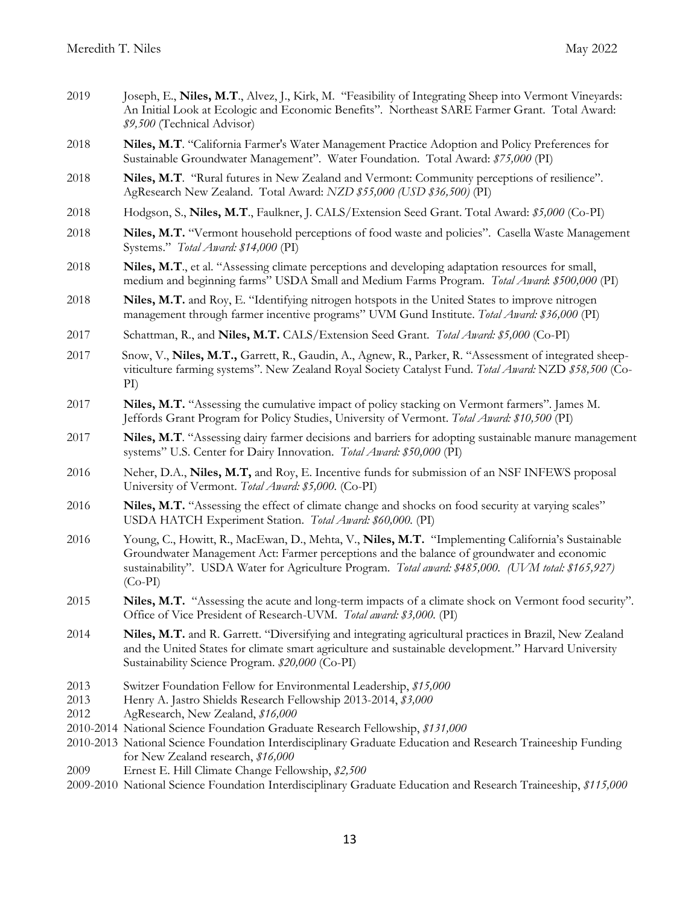2019 Joseph, E., **Niles, M.T**., Alvez, J., Kirk, M. "Feasibility of Integrating Sheep into Vermont Vineyards: An Initial Look at Ecologic and Economic Benefits". Northeast SARE Farmer Grant. Total Award: *$9,500* (Technical Advisor)

2018 **Niles, M.T**. "California Farmer's Water Management Practice Adoption and Policy Preferences for Sustainable Groundwater Management". Water Foundation. Total Award: *$75,000* (PI)

2018 **Niles, M.T**. "Rural futures in New Zealand and Vermont: Community perceptions of resilience". AgResearch New Zealand. Total Award: *NZD $55,000 (USD $36,500)* (PI)

2018 Hodgson, S., **Niles, M.T**., Faulkner, J. CALS/Extension Seed Grant. Total Award: *$5,000* (Co-PI)

2018 **Niles, M.T.** "Vermont household perceptions of food waste and policies". Casella Waste Management Systems." *Total Award: $14,000* (PI)

2018 **Niles, M.T**., et al. "Assessing climate perceptions and developing adaptation resources for small, medium and beginning farms" USDA Small and Medium Farms Program. *Total Award*: *$500,000* (PI)

2018 **Niles, M.T.** and Roy, E. "Identifying nitrogen hotspots in the United States to improve nitrogen management through farmer incentive programs" UVM Gund Institute. *Total Award: $36,000* (PI)

2017 Schattman, R., and **Niles, M.T.** CALS/Extension Seed Grant. *Total Award: $5,000* (Co-PI)

2017 Snow, V., **Niles, M.T.,** Garrett, R., Gaudin, A., Agnew, R., Parker, R. "Assessment of integrated sheep-viticulture farming systems". New Zealand Royal Society Catalyst Fund. *Total Award:* NZD *$58,500* (Co-PI)

2017 **Niles, M.T.** "Assessing the cumulative impact of policy stacking on Vermont farmers". James M. Jeffords Grant Program for Policy Studies, University of Vermont. *Total Award: $10,500* (PI)

2017 **Niles, M.T**. "Assessing dairy farmer decisions and barriers for adopting sustainable manure management systems" U.S. Center for Dairy Innovation. *Total Award: $50,000* (PI)

2016 Neher, D.A., **Niles, M.T,** and Roy, E. Incentive funds for submission of an NSF INFEWS proposal University of Vermont. *Total Award: $5,000*. (Co-PI)

2016 **Niles, M.T.** "Assessing the effect of climate change and shocks on food security at varying scales" USDA HATCH Experiment Station. *Total Award: $60,000.* (PI)

2016 Young, C., Howitt, R., MacEwan, D., Mehta, V., **Niles, M.T.** "Implementing California's Sustainable Groundwater Management Act: Farmer perceptions and the balance of groundwater and economic sustainability". USDA Water for Agriculture Program. *Total award: $485,000. (UVM total: $165,927)* (Co-PI)

2015 **Niles, M.T.** "Assessing the acute and long-term impacts of a climate shock on Vermont food security". Office of Vice President of Research-UVM. *Total award: $3,000.* (PI)

2014 **Niles, M.T.** and R. Garrett. "Diversifying and integrating agricultural practices in Brazil, New Zealand and the United States for climate smart agriculture and sustainable development." Harvard University Sustainability Science Program. *$20,000* (Co-PI)

2013 Switzer Foundation Fellow for Environmental Leadership, *$15,000*
2013 Henry A. Jastro Shields Research Fellowship 2013-2014, *$3,000*
2012 AgResearch, New Zealand, *$16,000*
2010-2014 National Science Foundation Graduate Research Fellowship, *$131,000*
2010-2013 National Science Foundation Interdisciplinary Graduate Education and Research Traineeship Funding for New Zealand research, *$16,000*
2009 Ernest E. Hill Climate Change Fellowship, *$2,500*
2009-2010 National Science Foundation Interdisciplinary Graduate Education and Research Traineeship, *$115,000*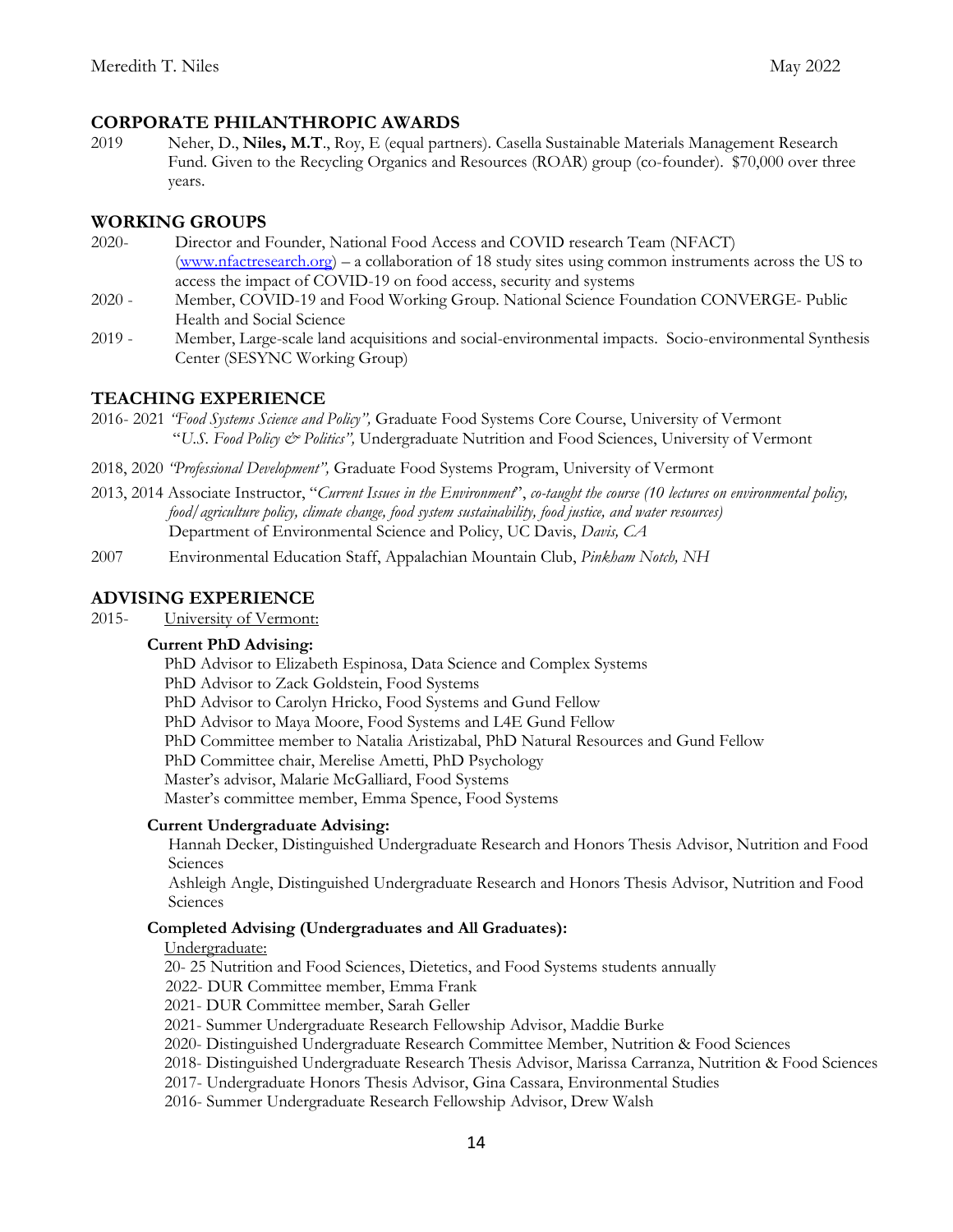## CORPORATE PHILANTHROPIC AWARDS

2019 Neher, D., **Niles, M.T**., Roy, E (equal partners). Casella Sustainable Materials Management Research Fund. Given to the Recycling Organics and Resources (ROAR) group (co-founder). $70,000 over three years.

## WORKING GROUPS

2020- Director and Founder, National Food Access and COVID research Team (NFACT) (www.nfactresearch.org) – a collaboration of 18 study sites using common instruments across the US to access the impact of COVID-19 on food access, security and systems

2020 - Member, COVID-19 and Food Working Group. National Science Foundation CONVERGE- Public Health and Social Science

2019 - Member, Large-scale land acquisitions and social-environmental impacts. Socio-environmental Synthesis Center (SESYNC Working Group)

## TEACHING EXPERIENCE

2016- 2021 *"Food Systems Science and Policy",* Graduate Food Systems Core Course, University of Vermont
"*U.S. Food Policy & Politics",* Undergraduate Nutrition and Food Sciences, University of Vermont

2018, 2020 *"Professional Development",* Graduate Food Systems Program, University of Vermont

2013, 2014 Associate Instructor, "*Current Issues in the Environment*", *co-taught the course (10 lectures on environmental policy, food/agriculture policy, climate change, food system sustainability, food justice, and water resources)*
Department of Environmental Science and Policy, UC Davis, *Davis, CA*

2007 Environmental Education Staff, Appalachian Mountain Club, *Pinkham Notch, NH*

## ADVISING EXPERIENCE

2015- University of Vermont:

**Current PhD Advising:**

PhD Advisor to Elizabeth Espinosa, Data Science and Complex Systems
PhD Advisor to Zack Goldstein, Food Systems
PhD Advisor to Carolyn Hricko, Food Systems and Gund Fellow
PhD Advisor to Maya Moore, Food Systems and L4E Gund Fellow
PhD Committee member to Natalia Aristizabal, PhD Natural Resources and Gund Fellow
PhD Committee chair, Merelise Ametti, PhD Psychology
Master's advisor, Malarie McGalliard, Food Systems
Master's committee member, Emma Spence, Food Systems

**Current Undergraduate Advising:**

Hannah Decker, Distinguished Undergraduate Research and Honors Thesis Advisor, Nutrition and Food Sciences
Ashleigh Angle, Distinguished Undergraduate Research and Honors Thesis Advisor, Nutrition and Food Sciences

**Completed Advising (Undergraduates and All Graduates):**

Undergraduate:

20- 25 Nutrition and Food Sciences, Dietetics, and Food Systems students annually
2022- DUR Committee member, Emma Frank
2021- DUR Committee member, Sarah Geller
2021- Summer Undergraduate Research Fellowship Advisor, Maddie Burke
2020- Distinguished Undergraduate Research Committee Member, Nutrition & Food Sciences
2018- Distinguished Undergraduate Research Thesis Advisor, Marissa Carranza, Nutrition & Food Sciences
2017- Undergraduate Honors Thesis Advisor, Gina Cassara, Environmental Studies
2016- Summer Undergraduate Research Fellowship Advisor, Drew Walsh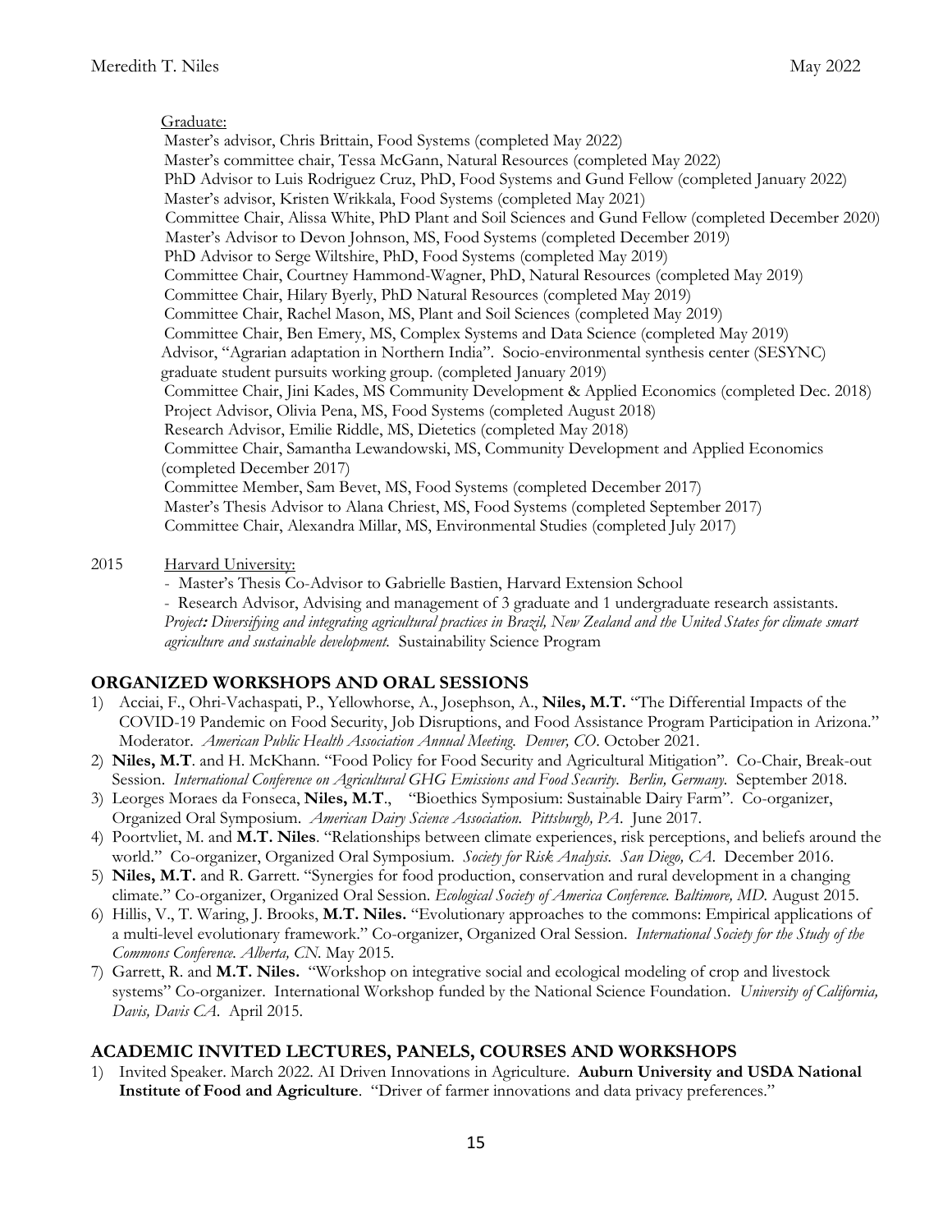Graduate:

Master's advisor, Chris Brittain, Food Systems (completed May 2022)
Master's committee chair, Tessa McGann, Natural Resources (completed May 2022)
PhD Advisor to Luis Rodriguez Cruz, PhD, Food Systems and Gund Fellow (completed January 2022)
Master's advisor, Kristen Wrikkala, Food Systems (completed May 2021)
Committee Chair, Alissa White, PhD Plant and Soil Sciences and Gund Fellow (completed December 2020)
Master's Advisor to Devon Johnson, MS, Food Systems (completed December 2019)
PhD Advisor to Serge Wiltshire, PhD, Food Systems (completed May 2019)
Committee Chair, Courtney Hammond-Wagner, PhD, Natural Resources (completed May 2019)
Committee Chair, Hilary Byerly, PhD Natural Resources (completed May 2019)
Committee Chair, Rachel Mason, MS, Plant and Soil Sciences (completed May 2019)
Committee Chair, Ben Emery, MS, Complex Systems and Data Science (completed May 2019)
Advisor, "Agrarian adaptation in Northern India". Socio-environmental synthesis center (SESYNC) graduate student pursuits working group. (completed January 2019)
Committee Chair, Jini Kades, MS Community Development & Applied Economics (completed Dec. 2018)
Project Advisor, Olivia Pena, MS, Food Systems (completed August 2018)
Research Advisor, Emilie Riddle, MS, Dietetics (completed May 2018)
Committee Chair, Samantha Lewandowski, MS, Community Development and Applied Economics (completed December 2017)
Committee Member, Sam Bevet, MS, Food Systems (completed December 2017)
Master's Thesis Advisor to Alana Chriest, MS, Food Systems (completed September 2017)
Committee Chair, Alexandra Millar, MS, Environmental Studies (completed July 2017)

2015 Harvard University:

- Master's Thesis Co-Advisor to Gabrielle Bastien, Harvard Extension School
- Research Advisor, Advising and management of 3 graduate and 1 undergraduate research assistants. *Project: Diversifying and integrating agricultural practices in Brazil, New Zealand and the United States for climate smart agriculture and sustainable development.* Sustainability Science Program

## ORGANIZED WORKSHOPS AND ORAL SESSIONS

1) Acciai, F., Ohri-Vachaspati, P., Yellowhorse, A., Josephson, A., **Niles, M.T.** "The Differential Impacts of the COVID-19 Pandemic on Food Security, Job Disruptions, and Food Assistance Program Participation in Arizona." Moderator. *American Public Health Association Annual Meeting. Denver, CO.* October 2021.
2) **Niles, M.T**. and H. McKhann. "Food Policy for Food Security and Agricultural Mitigation". Co-Chair, Break-out Session. *International Conference on Agricultural GHG Emissions and Food Security. Berlin, Germany.* September 2018.
3) Leorges Moraes da Fonseca, **Niles, M.T**., "Bioethics Symposium: Sustainable Dairy Farm". Co-organizer, Organized Oral Symposium. *American Dairy Science Association. Pittsburgh, PA.* June 2017.
4) Poortvliet, M. and **M.T. Niles**. "Relationships between climate experiences, risk perceptions, and beliefs around the world." Co-organizer, Organized Oral Symposium. *Society for Risk Analysis. San Diego, CA.* December 2016.
5) **Niles, M.T.** and R. Garrett. "Synergies for food production, conservation and rural development in a changing climate." Co-organizer, Organized Oral Session. *Ecological Society of America Conference. Baltimore, MD.* August 2015.
6) Hillis, V., T. Waring, J. Brooks, **M.T. Niles.** "Evolutionary approaches to the commons: Empirical applications of a multi-level evolutionary framework." Co-organizer, Organized Oral Session. *International Society for the Study of the Commons Conference. Alberta, CN.* May 2015.
7) Garrett, R. and **M.T. Niles.** "Workshop on integrative social and ecological modeling of crop and livestock systems" Co-organizer. International Workshop funded by the National Science Foundation. *University of California, Davis, Davis CA.* April 2015.

## ACADEMIC INVITED LECTURES, PANELS, COURSES AND WORKSHOPS

1) Invited Speaker. March 2022. AI Driven Innovations in Agriculture. **Auburn University and USDA National Institute of Food and Agriculture**. "Driver of farmer innovations and data privacy preferences."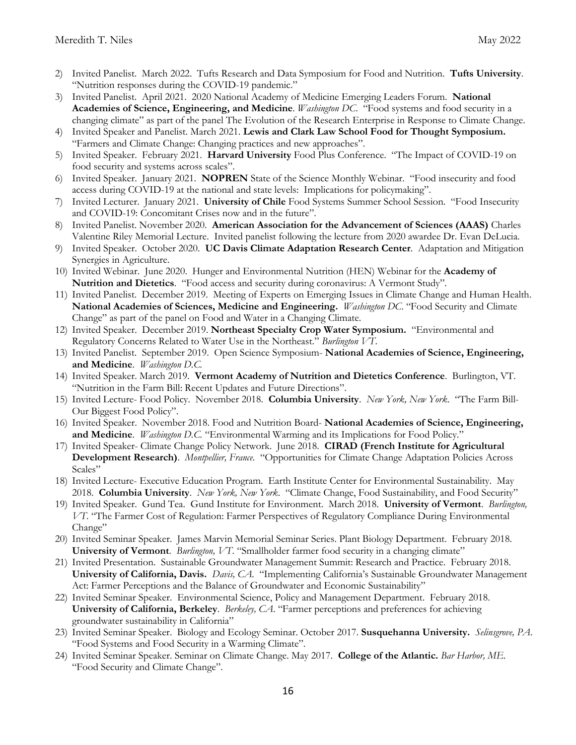2) Invited Panelist. March 2022. Tufts Research and Data Symposium for Food and Nutrition. **Tufts University**. "Nutrition responses during the COVID-19 pandemic."
3) Invited Panelist. April 2021. 2020 National Academy of Medicine Emerging Leaders Forum. **National Academies of Science, Engineering, and Medicine**. *Washington DC*. "Food systems and food security in a changing climate" as part of the panel The Evolution of the Research Enterprise in Response to Climate Change.
4) Invited Speaker and Panelist. March 2021. **Lewis and Clark Law School Food for Thought Symposium.** "Farmers and Climate Change: Changing practices and new approaches".
5) Invited Speaker. February 2021. **Harvard University** Food Plus Conference. "The Impact of COVID-19 on food security and systems across scales".
6) Invited Speaker. January 2021. **NOPREN** State of the Science Monthly Webinar. "Food insecurity and food access during COVID-19 at the national and state levels: Implications for policymaking".
7) Invited Lecturer. January 2021. **University of Chile** Food Systems Summer School Session. "Food Insecurity and COVID-19: Concomitant Crises now and in the future".
8) Invited Panelist. November 2020. **American Association for the Advancement of Sciences (AAAS)** Charles Valentine Riley Memorial Lecture. Invited panelist following the lecture from 2020 awardee Dr. Evan DeLucia.
9) Invited Speaker. October 2020. **UC Davis Climate Adaptation Research Center**. Adaptation and Mitigation Synergies in Agriculture.
10) Invited Webinar. June 2020. Hunger and Environmental Nutrition (HEN) Webinar for the **Academy of Nutrition and Dietetics**. "Food access and security during coronavirus: A Vermont Study".
11) Invited Panelist. December 2019. Meeting of Experts on Emerging Issues in Climate Change and Human Health. **National Academies of Sciences, Medicine and Engineering.** *Washington DC*. "Food Security and Climate Change" as part of the panel on Food and Water in a Changing Climate.
12) Invited Speaker. December 2019. **Northeast Specialty Crop Water Symposium.** "Environmental and Regulatory Concerns Related to Water Use in the Northeast." *Burlington VT*.
13) Invited Panelist. September 2019. Open Science Symposium- **National Academies of Science, Engineering, and Medicine**. *Washington D.C.*
14) Invited Speaker. March 2019. **Vermont Academy of Nutrition and Dietetics Conference**. Burlington, VT. "Nutrition in the Farm Bill: Recent Updates and Future Directions".
15) Invited Lecture- Food Policy. November 2018. **Columbia University**. *New York, New York*. "The Farm Bill- Our Biggest Food Policy".
16) Invited Speaker. November 2018. Food and Nutrition Board- **National Academies of Science, Engineering, and Medicine**. *Washington D.C.* "Environmental Warming and its Implications for Food Policy."
17) Invited Speaker- Climate Change Policy Network. June 2018. **CIRAD (French Institute for Agricultural Development Research)**. *Montpellier, France*. "Opportunities for Climate Change Adaptation Policies Across Scales"
18) Invited Lecture- Executive Education Program. Earth Institute Center for Environmental Sustainability. May 2018. **Columbia University**. *New York, New York*. "Climate Change, Food Sustainability, and Food Security"
19) Invited Speaker. Gund Tea. Gund Institute for Environment. March 2018. **University of Vermont**. *Burlington, VT*. "The Farmer Cost of Regulation: Farmer Perspectives of Regulatory Compliance During Environmental Change"
20) Invited Seminar Speaker. James Marvin Memorial Seminar Series. Plant Biology Department. February 2018. **University of Vermont**. *Burlington, VT*. "Smallholder farmer food security in a changing climate"
21) Invited Presentation. Sustainable Groundwater Management Summit: Research and Practice. February 2018. **University of California, Davis.** *Davis, CA*. "Implementing California's Sustainable Groundwater Management Act: Farmer Perceptions and the Balance of Groundwater and Economic Sustainability"
22) Invited Seminar Speaker. Environmental Science, Policy and Management Department. February 2018. **University of California, Berkeley**. *Berkeley, CA*. "Farmer perceptions and preferences for achieving groundwater sustainability in California"
23) Invited Seminar Speaker. Biology and Ecology Seminar. October 2017. **Susquehanna University.** *Selinsgrove, PA*. "Food Systems and Food Security in a Warming Climate".
24) Invited Seminar Speaker. Seminar on Climate Change. May 2017. **College of the Atlantic.** *Bar Harbor, ME*. "Food Security and Climate Change".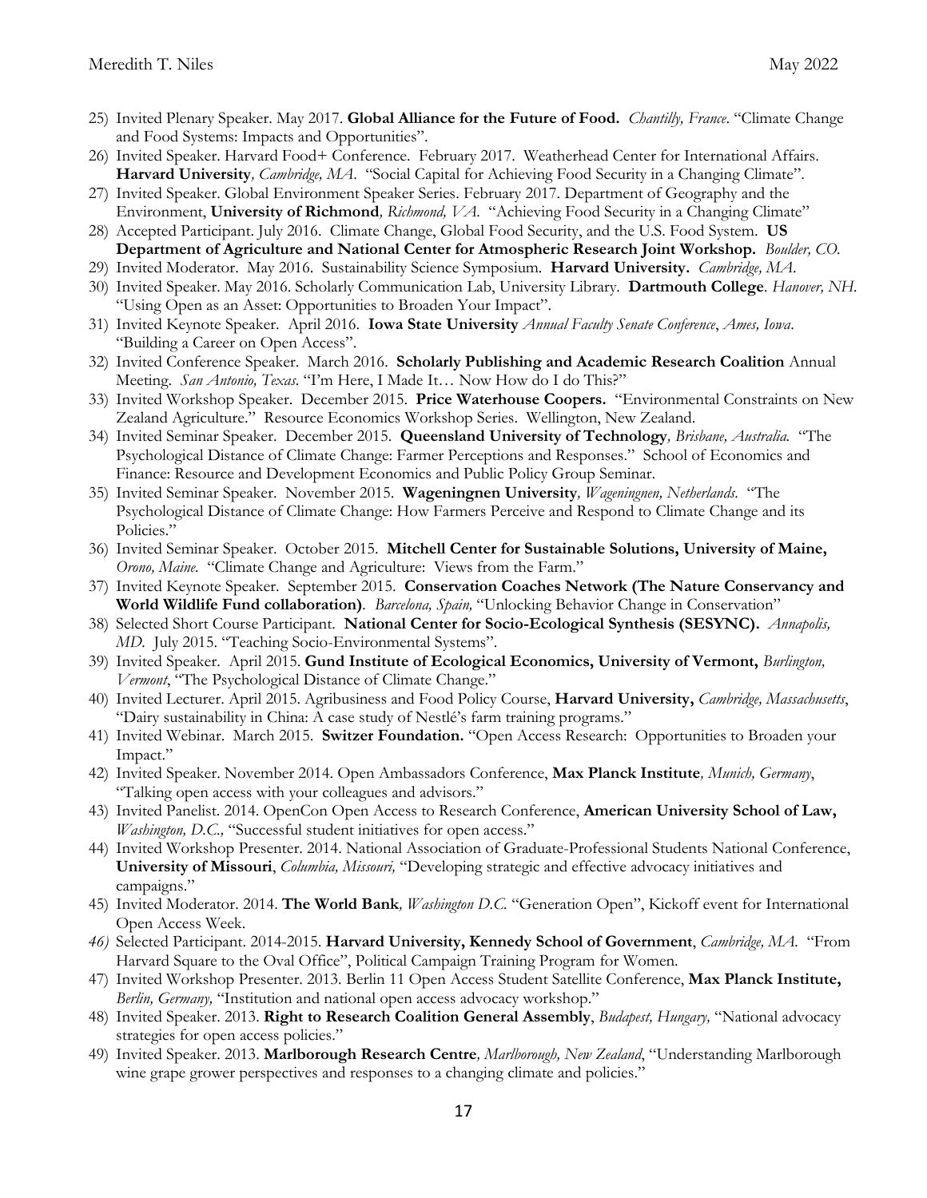25) Invited Plenary Speaker. May 2017. **Global Alliance for the Future of Food.** *Chantilly, France*. "Climate Change and Food Systems: Impacts and Opportunities".
26) Invited Speaker. Harvard Food+ Conference. February 2017. Weatherhead Center for International Affairs. **Harvard University**, *Cambridge, MA*. "Social Capital for Achieving Food Security in a Changing Climate".
27) Invited Speaker. Global Environment Speaker Series. February 2017. Department of Geography and the Environment, **University of Richmond**, *Richmond, VA*. "Achieving Food Security in a Changing Climate"
28) Accepted Participant. July 2016. Climate Change, Global Food Security, and the U.S. Food System. **US Department of Agriculture and National Center for Atmospheric Research Joint Workshop.** *Boulder, CO.*
29) Invited Moderator. May 2016. Sustainability Science Symposium. **Harvard University.** *Cambridge, MA.*
30) Invited Speaker. May 2016. Scholarly Communication Lab, University Library. **Dartmouth College**. *Hanover, NH*. "Using Open as an Asset: Opportunities to Broaden Your Impact".
31) Invited Keynote Speaker. April 2016. **Iowa State University** *Annual Faculty Senate Conference*, *Ames, Iowa*. "Building a Career on Open Access".
32) Invited Conference Speaker. March 2016. **Scholarly Publishing and Academic Research Coalition** Annual Meeting. *San Antonio, Texas.* "I'm Here, I Made It… Now How do I do This?"
33) Invited Workshop Speaker. December 2015. **Price Waterhouse Coopers.** "Environmental Constraints on New Zealand Agriculture." Resource Economics Workshop Series. Wellington, New Zealand.
34) Invited Seminar Speaker. December 2015. **Queensland University of Technology**, *Brisbane, Australia.* "The Psychological Distance of Climate Change: Farmer Perceptions and Responses." School of Economics and Finance: Resource and Development Economics and Public Policy Group Seminar.
35) Invited Seminar Speaker. November 2015. **Wageningnen University**, *Wageningnen, Netherlands.* "The Psychological Distance of Climate Change: How Farmers Perceive and Respond to Climate Change and its Policies."
36) Invited Seminar Speaker. October 2015. **Mitchell Center for Sustainable Solutions, University of Maine,** *Orono, Maine*. "Climate Change and Agriculture: Views from the Farm."
37) Invited Keynote Speaker. September 2015. **Conservation Coaches Network (The Nature Conservancy and World Wildlife Fund collaboration)**. *Barcelona, Spain,* "Unlocking Behavior Change in Conservation"
38) Selected Short Course Participant. **National Center for Socio-Ecological Synthesis (SESYNC).** *Annapolis, MD*. July 2015. "Teaching Socio-Environmental Systems".
39) Invited Speaker. April 2015. **Gund Institute of Ecological Economics, University of Vermont,** *Burlington, Vermont*, "The Psychological Distance of Climate Change."
40) Invited Lecturer. April 2015. Agribusiness and Food Policy Course, **Harvard University,** *Cambridge, Massachusetts*, "Dairy sustainability in China: A case study of Nestlé's farm training programs."
41) Invited Webinar. March 2015. **Switzer Foundation.** "Open Access Research: Opportunities to Broaden your Impact."
42) Invited Speaker. November 2014. Open Ambassadors Conference, **Max Planck Institute**, *Munich, Germany*, "Talking open access with your colleagues and advisors."
43) Invited Panelist. 2014. OpenCon Open Access to Research Conference, **American University School of Law,** *Washington, D.C.,* "Successful student initiatives for open access."
44) Invited Workshop Presenter. 2014. National Association of Graduate-Professional Students National Conference, **University of Missouri**, *Columbia, Missouri,* "Developing strategic and effective advocacy initiatives and campaigns."
45) Invited Moderator. 2014. **The World Bank**, *Washington D.C.* "Generation Open", Kickoff event for International Open Access Week.
46) Selected Participant. 2014-2015. **Harvard University, Kennedy School of Government**, *Cambridge, MA.* "From Harvard Square to the Oval Office", Political Campaign Training Program for Women.
47) Invited Workshop Presenter. 2013. Berlin 11 Open Access Student Satellite Conference, **Max Planck Institute,** *Berlin, Germany,* "Institution and national open access advocacy workshop."
48) Invited Speaker. 2013. **Right to Research Coalition General Assembly**, *Budapest, Hungary,* "National advocacy strategies for open access policies."
49) Invited Speaker. 2013. **Marlborough Research Centre**, *Marlborough, New Zealand*, "Understanding Marlborough wine grape grower perspectives and responses to a changing climate and policies."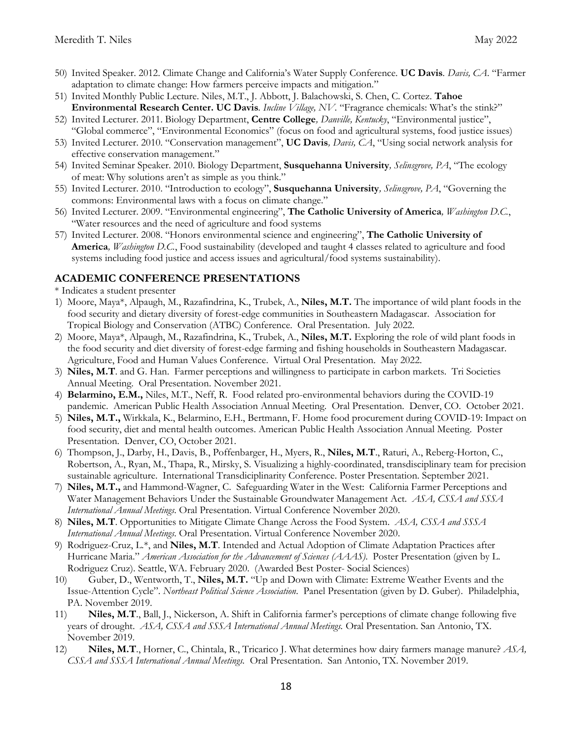50) Invited Speaker. 2012. Climate Change and California's Water Supply Conference. **UC Davis**. *Davis, CA*. "Farmer adaptation to climate change: How farmers perceive impacts and mitigation."
51) Invited Monthly Public Lecture. Niles, M.T., J. Abbott, J. Balachowski, S. Chen, C. Cortez. **Tahoe Environmental Research Center. UC Davis**. *Incline Village, NV*. "Fragrance chemicals: What's the stink?"
52) Invited Lecturer. 2011. Biology Department, **Centre College**, *Danville, Kentucky*, "Environmental justice", "Global commerce", "Environmental Economics" (focus on food and agricultural systems, food justice issues)
53) Invited Lecturer. 2010. "Conservation management", **UC Davis**, *Davis, CA*, "Using social network analysis for effective conservation management."
54) Invited Seminar Speaker. 2010. Biology Department, **Susquehanna University**, *Selinsgrove, PA*, "The ecology of meat: Why solutions aren't as simple as you think."
55) Invited Lecturer. 2010. "Introduction to ecology", **Susquehanna University**, *Selinsgrove, PA*, "Governing the commons: Environmental laws with a focus on climate change."
56) Invited Lecturer. 2009. "Environmental engineering", **The Catholic University of America**, *Washington D.C.*, "Water resources and the need of agriculture and food systems
57) Invited Lecturer. 2008. "Honors environmental science and engineering", **The Catholic University of America**, *Washington D.C.*, Food sustainability (developed and taught 4 classes related to agriculture and food systems including food justice and access issues and agricultural/food systems sustainability).

## ACADEMIC CONFERENCE PRESENTATIONS

* Indicates a student presenter

1) Moore, Maya*, Alpaugh, M., Razafindrina, K., Trubek, A., **Niles, M.T.** The importance of wild plant foods in the food security and dietary diversity of forest-edge communities in Southeastern Madagascar. Association for Tropical Biology and Conservation (ATBC) Conference. Oral Presentation. July 2022.
2) Moore, Maya*, Alpaugh, M., Razafindrina, K., Trubek, A., **Niles, M.T.** Exploring the role of wild plant foods in the food security and diet diversity of forest-edge farming and fishing households in Southeastern Madagascar. Agriculture, Food and Human Values Conference. Virtual Oral Presentation. May 2022.
3) **Niles, M.T**. and G. Han. Farmer perceptions and willingness to participate in carbon markets. Tri Societies Annual Meeting. Oral Presentation. November 2021.
4) **Belarmino, E.M.,** Niles, M.T., Neff, R. Food related pro-environmental behaviors during the COVID-19 pandemic. American Public Health Association Annual Meeting. Oral Presentation. Denver, CO. October 2021.
5) **Niles, M.T.,** Wirkkala, K., Belarmino, E.H., Bertmann, F. Home food procurement during COVID-19: Impact on food security, diet and mental health outcomes. American Public Health Association Annual Meeting. Poster Presentation. Denver, CO, October 2021.
6) Thompson, J., Darby, H., Davis, B., Poffenbarger, H., Myers, R., **Niles, M.T**., Raturi, A., Reberg-Horton, C., Robertson, A., Ryan, M., Thapa, R., Mirsky, S. Visualizing a highly-coordinated, transdisciplinary team for precision sustainable agriculture. International Transdiciplinarity Conference. Poster Presentation. September 2021.
7) **Niles, M.T.,** and Hammond-Wagner, C. Safeguarding Water in the West: California Farmer Perceptions and Water Management Behaviors Under the Sustainable Groundwater Management Act. *ASA, CSSA and SSSA International Annual Meetings*. Oral Presentation. Virtual Conference November 2020.
8) **Niles, M.T**. Opportunities to Mitigate Climate Change Across the Food System. *ASA, CSSA and SSSA International Annual Meetings*. Oral Presentation. Virtual Conference November 2020.
9) Rodriguez-Cruz, L.*, and **Niles, M.T**. Intended and Actual Adoption of Climate Adaptation Practices after Hurricane Maria." *American Association for the Advancement of Sciences (AAAS).* Poster Presentation (given by L. Rodriguez Cruz). Seattle, WA. February 2020. (Awarded Best Poster- Social Sciences)
10) Guber, D., Wentworth, T., **Niles, M.T.** "Up and Down with Climate: Extreme Weather Events and the Issue-Attention Cycle". *Northeast Political Science Association*. Panel Presentation (given by D. Guber). Philadelphia, PA. November 2019.
11) **Niles, M.T**., Ball, J., Nickerson, A. Shift in California farmer's perceptions of climate change following five years of drought. *ASA, CSSA and SSSA International Annual Meetings.* Oral Presentation. San Antonio, TX. November 2019.
12) **Niles, M.T**., Horner, C., Chintala, R., Tricarico J. What determines how dairy farmers manage manure? *ASA, CSSA and SSSA International Annual Meetings.* Oral Presentation. San Antonio, TX. November 2019.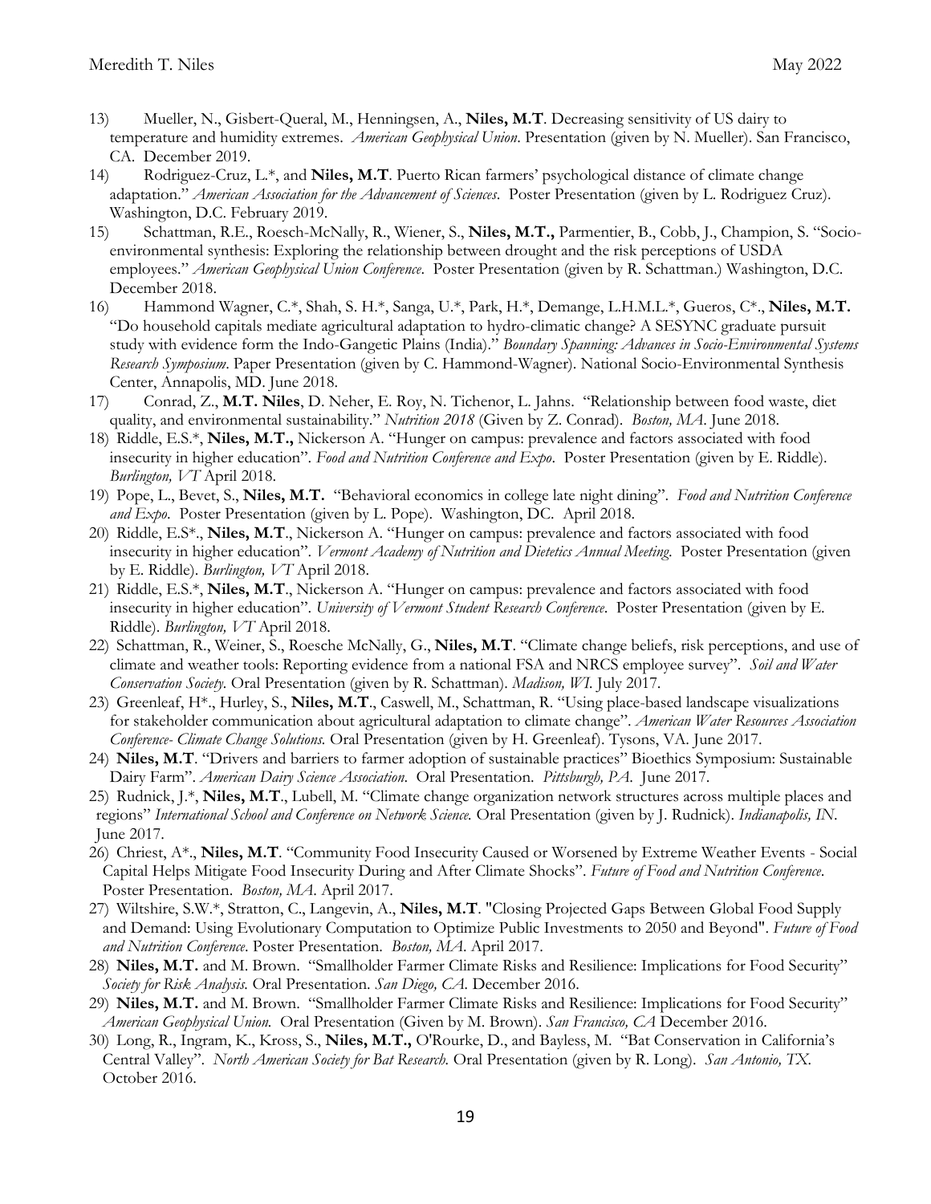13) Mueller, N., Gisbert-Queral, M., Henningsen, A., **Niles, M.T**. Decreasing sensitivity of US dairy to temperature and humidity extremes. *American Geophysical Union*. Presentation (given by N. Mueller). San Francisco, CA. December 2019.

14) Rodriguez-Cruz, L.*, and **Niles, M.T**. Puerto Rican farmers' psychological distance of climate change adaptation." *American Association for the Advancement of Sciences*. Poster Presentation (given by L. Rodriguez Cruz). Washington, D.C. February 2019.

15) Schattman, R.E., Roesch-McNally, R., Wiener, S., **Niles, M.T.,** Parmentier, B., Cobb, J., Champion, S. "Socio-environmental synthesis: Exploring the relationship between drought and the risk perceptions of USDA employees." *American Geophysical Union Conference*. Poster Presentation (given by R. Schattman.) Washington, D.C. December 2018.

16) Hammond Wagner, C.*, Shah, S. H.*, Sanga, U.*, Park, H.*, Demange, L.H.M.L.*, Gueros, C*., **Niles, M.T.** "Do household capitals mediate agricultural adaptation to hydro-climatic change? A SESYNC graduate pursuit study with evidence form the Indo-Gangetic Plains (India)." *Boundary Spanning: Advances in Socio-Environmental Systems Research Symposium*. Paper Presentation (given by C. Hammond-Wagner). National Socio-Environmental Synthesis Center, Annapolis, MD. June 2018.

17) Conrad, Z., **M.T. Niles**, D. Neher, E. Roy, N. Tichenor, L. Jahns. "Relationship between food waste, diet quality, and environmental sustainability." *Nutrition 2018* (Given by Z. Conrad). *Boston, MA*. June 2018.

18) Riddle, E.S.*, **Niles, M.T.,** Nickerson A. "Hunger on campus: prevalence and factors associated with food insecurity in higher education". *Food and Nutrition Conference and Expo*. Poster Presentation (given by E. Riddle). *Burlington, VT* April 2018.

19) Pope, L., Bevet, S., **Niles, M.T.** "Behavioral economics in college late night dining". *Food and Nutrition Conference and Expo*. Poster Presentation (given by L. Pope). Washington, DC. April 2018.

20) Riddle, E.S*., **Niles, M.T**., Nickerson A. "Hunger on campus: prevalence and factors associated with food insecurity in higher education". *Vermont Academy of Nutrition and Dietetics Annual Meeting*. Poster Presentation (given by E. Riddle). *Burlington, VT* April 2018.

21) Riddle, E.S.*, **Niles, M.T**., Nickerson A. "Hunger on campus: prevalence and factors associated with food insecurity in higher education". *University of Vermont Student Research Conference*. Poster Presentation (given by E. Riddle). *Burlington, VT* April 2018.

22) Schattman, R., Weiner, S., Roesche McNally, G., **Niles, M.T**. "Climate change beliefs, risk perceptions, and use of climate and weather tools: Reporting evidence from a national FSA and NRCS employee survey". *Soil and Water Conservation Society*. Oral Presentation (given by R. Schattman). *Madison, WI*. July 2017.

23) Greenleaf, H*., Hurley, S., **Niles, M.T**., Caswell, M., Schattman, R. "Using place-based landscape visualizations for stakeholder communication about agricultural adaptation to climate change". *American Water Resources Association Conference- Climate Change Solutions*. Oral Presentation (given by H. Greenleaf). Tysons, VA. June 2017.

24) **Niles, M.T**. "Drivers and barriers to farmer adoption of sustainable practices" Bioethics Symposium: Sustainable Dairy Farm". *American Dairy Science Association*. Oral Presentation. *Pittsburgh, PA*. June 2017.

25) Rudnick, J.*, **Niles, M.T**., Lubell, M. "Climate change organization network structures across multiple places and regions" *International School and Conference on Network Science*. Oral Presentation (given by J. Rudnick). *Indianapolis, IN*. June 2017.

26) Chriest, A*., **Niles, M.T**. "Community Food Insecurity Caused or Worsened by Extreme Weather Events - Social Capital Helps Mitigate Food Insecurity During and After Climate Shocks". *Future of Food and Nutrition Conference*. Poster Presentation. *Boston, MA*. April 2017.

27) Wiltshire, S.W.*, Stratton, C., Langevin, A., **Niles, M.T**. "Closing Projected Gaps Between Global Food Supply and Demand: Using Evolutionary Computation to Optimize Public Investments to 2050 and Beyond". *Future of Food and Nutrition Conference*. Poster Presentation. *Boston, MA*. April 2017.

28) **Niles, M.T.** and M. Brown. "Smallholder Farmer Climate Risks and Resilience: Implications for Food Security" *Society for Risk Analysis*. Oral Presentation. *San Diego, CA*. December 2016.

29) **Niles, M.T.** and M. Brown. "Smallholder Farmer Climate Risks and Resilience: Implications for Food Security" *American Geophysical Union*. Oral Presentation (Given by M. Brown). *San Francisco, CA* December 2016.

30) Long, R., Ingram, K., Kross, S., **Niles, M.T.,** O'Rourke, D., and Bayless, M. "Bat Conservation in California's Central Valley". *North American Society for Bat Research*. Oral Presentation (given by R. Long). *San Antonio, TX*. October 2016.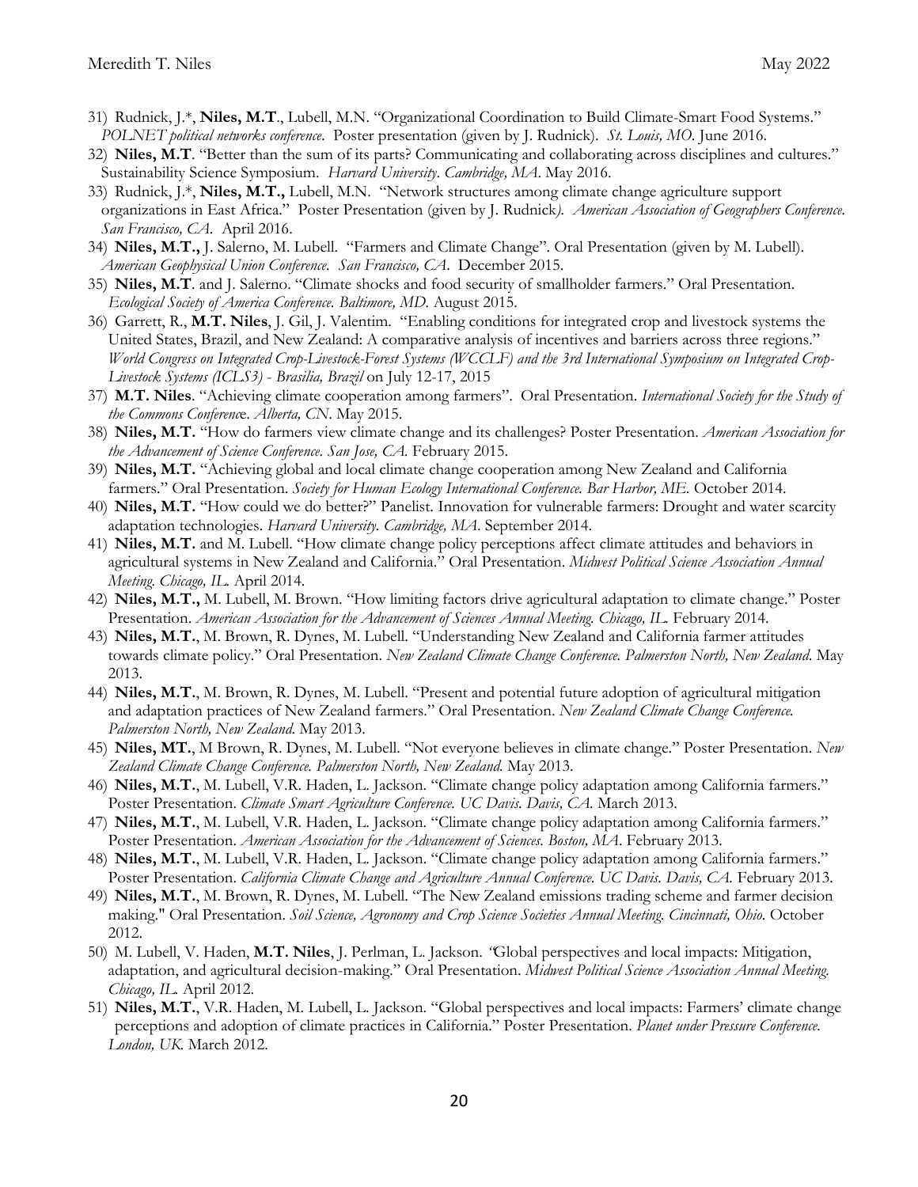31) Rudnick, J.*, **Niles, M.T**., Lubell, M.N. "Organizational Coordination to Build Climate-Smart Food Systems." *POLNET political networks conference*. Poster presentation (given by J. Rudnick). *St. Louis, MO*. June 2016.

32) **Niles, M.T**. "Better than the sum of its parts? Communicating and collaborating across disciplines and cultures." Sustainability Science Symposium. *Harvard University. Cambridge, MA*. May 2016.

33) Rudnick, J.*, **Niles, M.T.,** Lubell, M.N. "Network structures among climate change agriculture support organizations in East Africa." Poster Presentation (given by J. Rudnick*). American Association of Geographers Conference. San Francisco, CA*. April 2016.

34) **Niles, M.T.,** J. Salerno, M. Lubell. "Farmers and Climate Change". Oral Presentation (given by M. Lubell). *American Geophysical Union Conference. San Francisco, CA*. December 2015.

35) **Niles, M.T**. and J. Salerno. "Climate shocks and food security of smallholder farmers." Oral Presentation. *Ecological Society of America Conference. Baltimore, MD*. August 2015.

36) Garrett, R., **M.T. Niles**, J. Gil, J. Valentim. "Enabling conditions for integrated crop and livestock systems the United States, Brazil, and New Zealand: A comparative analysis of incentives and barriers across three regions." *World Congress on Integrated Crop-Livestock-Forest Systems (WCCLF) and the 3rd International Symposium on Integrated Crop-Livestock Systems (ICLS3) - Brasilia, Brazil* on July 12-17, 2015

37) **M.T. Niles**. "Achieving climate cooperation among farmers". Oral Presentation. *International Society for the Study of the Commons Conference. Alberta, CN*. May 2015.

38) **Niles, M.T.** "How do farmers view climate change and its challenges? Poster Presentation. *American Association for the Advancement of Science Conference. San Jose, CA*. February 2015.

39) **Niles, M.T.** "Achieving global and local climate change cooperation among New Zealand and California farmers." Oral Presentation. *Society for Human Ecology International Conference. Bar Harbor, ME*. October 2014.

40) **Niles, M.T.** "How could we do better?" Panelist. Innovation for vulnerable farmers: Drought and water scarcity adaptation technologies. *Harvard University. Cambridge, MA*. September 2014.

41) **Niles, M.T.** and M. Lubell. "How climate change policy perceptions affect climate attitudes and behaviors in agricultural systems in New Zealand and California." Oral Presentation. *Midwest Political Science Association Annual Meeting. Chicago, IL*. April 2014.

42) **Niles, M.T.,** M. Lubell, M. Brown. "How limiting factors drive agricultural adaptation to climate change." Poster Presentation. *American Association for the Advancement of Sciences Annual Meeting. Chicago, IL*. February 2014.

43) **Niles, M.T**., M. Brown, R. Dynes, M. Lubell. "Understanding New Zealand and California farmer attitudes towards climate policy." Oral Presentation. *New Zealand Climate Change Conference. Palmerston North, New Zealand*. May 2013.

44) **Niles, M.T**., M. Brown, R. Dynes, M. Lubell. "Present and potential future adoption of agricultural mitigation and adaptation practices of New Zealand farmers." Oral Presentation. *New Zealand Climate Change Conference. Palmerston North, New Zealand*. May 2013.

45) **Niles, MT.**, M Brown, R. Dynes, M. Lubell. "Not everyone believes in climate change." Poster Presentation. *New Zealand Climate Change Conference. Palmerston North, New Zealand*. May 2013.

46) **Niles, M.T**., M. Lubell, V.R. Haden, L. Jackson. "Climate change policy adaptation among California farmers." Poster Presentation. *Climate Smart Agriculture Conference. UC Davis. Davis, CA*. March 2013.

47) **Niles, M.T**., M. Lubell, V.R. Haden, L. Jackson. "Climate change policy adaptation among California farmers." Poster Presentation. *American Association for the Advancement of Sciences. Boston, MA*. February 2013.

48) **Niles, M.T**., M. Lubell, V.R. Haden, L. Jackson. "Climate change policy adaptation among California farmers." Poster Presentation. *California Climate Change and Agriculture Annual Conference. UC Davis. Davis, CA*. February 2013.

49) **Niles, M.T**., M. Brown, R. Dynes, M. Lubell. "The New Zealand emissions trading scheme and farmer decision making." Oral Presentation. *Soil Science, Agronomy and Crop Science Societies Annual Meeting. Cincinnati, Ohio*. October 2012.

50) M. Lubell, V. Haden, **M.T. Niles**, J. Perlman, L. Jackson. "Global perspectives and local impacts: Mitigation, adaptation, and agricultural decision-making." Oral Presentation. *Midwest Political Science Association Annual Meeting. Chicago, IL*. April 2012.

51) **Niles, M.T**., V.R. Haden, M. Lubell, L. Jackson. "Global perspectives and local impacts: Farmers' climate change perceptions and adoption of climate practices in California." Poster Presentation. *Planet under Pressure Conference. London, UK*. March 2012.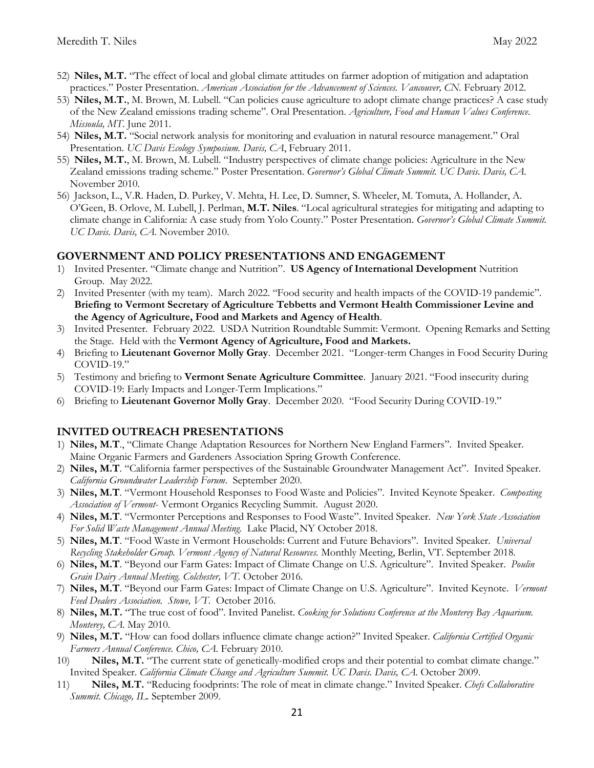52) **Niles, M.T.** "The effect of local and global climate attitudes on farmer adoption of mitigation and adaptation practices." Poster Presentation. *American Association for the Advancement of Sciences. Vancouver, CN.* February 2012.
53) **Niles, M.T.**, M. Brown, M. Lubell. "Can policies cause agriculture to adopt climate change practices? A case study of the New Zealand emissions trading scheme". Oral Presentation. *Agriculture, Food and Human Values Conference. Missoula, MT.* June 2011.
54) **Niles, M.T.** "Social network analysis for monitoring and evaluation in natural resource management." Oral Presentation. *UC Davis Ecology Symposium. Davis, CA*, February 2011.
55) **Niles, M.T.**, M. Brown, M. Lubell. "Industry perspectives of climate change policies: Agriculture in the New Zealand emissions trading scheme." Poster Presentation. *Governor's Global Climate Summit. UC Davis. Davis, CA.* November 2010.
56) Jackson, L., V.R. Haden, D. Purkey, V. Mehta, H. Lee, D. Sumner, S. Wheeler, M. Tomuta, A. Hollander, A. O'Geen, B. Orlove, M. Lubell, J. Perlman, **M.T. Niles**. "Local agricultural strategies for mitigating and adapting to climate change in California: A case study from Yolo County." Poster Presentation. *Governor's Global Climate Summit. UC Davis. Davis, CA.* November 2010.

## GOVERNMENT AND POLICY PRESENTATIONS AND ENGAGEMENT

1) Invited Presenter. "Climate change and Nutrition". **US Agency of International Development** Nutrition Group. May 2022.
2) Invited Presenter (with my team). March 2022. "Food security and health impacts of the COVID-19 pandemic". **Briefing to Vermont Secretary of Agriculture Tebbetts and Vermont Health Commissioner Levine and the Agency of Agriculture, Food and Markets and Agency of Health**.
3) Invited Presenter. February 2022. USDA Nutrition Roundtable Summit: Vermont. Opening Remarks and Setting the Stage. Held with the **Vermont Agency of Agriculture, Food and Markets.**
4) Briefing to **Lieutenant Governor Molly Gray**. December 2021. "Longer-term Changes in Food Security During COVID-19."
5) Testimony and briefing to **Vermont Senate Agriculture Committee**. January 2021. "Food insecurity during COVID-19: Early Impacts and Longer-Term Implications."
6) Briefing to **Lieutenant Governor Molly Gray**. December 2020. "Food Security During COVID-19."

## INVITED OUTREACH PRESENTATIONS

1) **Niles, M.T**., "Climate Change Adaptation Resources for Northern New England Farmers". Invited Speaker. Maine Organic Farmers and Gardeners Association Spring Growth Conference.
2) **Niles, M.T**. "California farmer perspectives of the Sustainable Groundwater Management Act". Invited Speaker. *California Groundwater Leadership Forum*. September 2020.
3) **Niles, M.T**. "Vermont Household Responses to Food Waste and Policies". Invited Keynote Speaker. *Composting Association of Vermont-* Vermont Organics Recycling Summit. August 2020.
4) **Niles, M.T**. "Vermonter Perceptions and Responses to Food Waste". Invited Speaker. *New York State Association For Solid Waste Management Annual Meeting.* Lake Placid, NY October 2018.
5) **Niles, M.T**. "Food Waste in Vermont Households: Current and Future Behaviors". Invited Speaker. *Universal Recycling Stakeholder Group. Vermont Agency of Natural Resources.* Monthly Meeting, Berlin, VT. September 2018.
6) **Niles, M.T**. "Beyond our Farm Gates: Impact of Climate Change on U.S. Agriculture". Invited Speaker. *Poulin Grain Dairy Annual Meeting. Colchester, VT.* October 2016.
7) **Niles, M.T**. "Beyond our Farm Gates: Impact of Climate Change on U.S. Agriculture". Invited Keynote. *Vermont Feed Dealers Association. Stowe, VT.* October 2016.
8) **Niles, M.T.** "The true cost of food". Invited Panelist. *Cooking for Solutions Conference at the Monterey Bay Aquarium. Monterey, CA.* May 2010.
9) **Niles, M.T.** "How can food dollars influence climate change action?" Invited Speaker. *California Certified Organic Farmers Annual Conference. Chico, CA.* February 2010.
10) **Niles, M.T.** "The current state of genetically-modified crops and their potential to combat climate change." Invited Speaker. *California Climate Change and Agriculture Summit. UC Davis. Davis, CA.* October 2009.
11) **Niles, M.T.** "Reducing foodprints: The role of meat in climate change." Invited Speaker. *Chefs Collaborative Summit. Chicago, IL.* September 2009.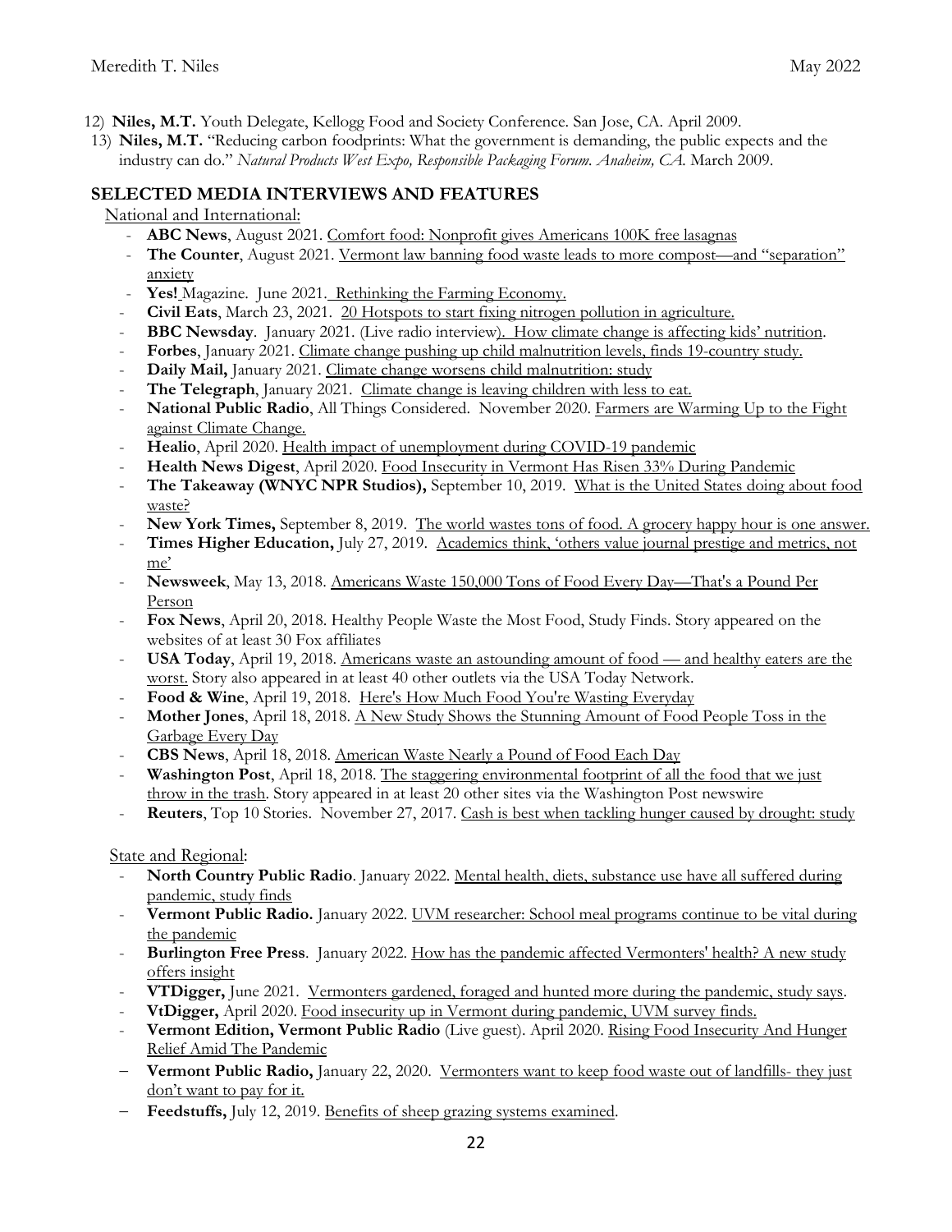12) **Niles, M.T.** Youth Delegate, Kellogg Food and Society Conference. San Jose, CA. April 2009.
13) **Niles, M.T.** "Reducing carbon foodprints: What the government is demanding, the public expects and the industry can do." *Natural Products West Expo, Responsible Packaging Forum. Anaheim, CA.* March 2009.

## SELECTED MEDIA INTERVIEWS AND FEATURES

National and International:

- **ABC News**, August 2021. Comfort food: Nonprofit gives Americans 100K free lasagnas
- **The Counter**, August 2021. Vermont law banning food waste leads to more compost—and "separation" anxiety
- **Yes!** Magazine. June 2021. Rethinking the Farming Economy.
- **Civil Eats**, March 23, 2021. 20 Hotspots to start fixing nitrogen pollution in agriculture.
- **BBC Newsday**. January 2021. (Live radio interview). How climate change is affecting kids' nutrition.
- **Forbes**, January 2021. Climate change pushing up child malnutrition levels, finds 19-country study.
- **Daily Mail,** January 2021. Climate change worsens child malnutrition: study
- **The Telegraph**, January 2021. Climate change is leaving children with less to eat.
- **National Public Radio**, All Things Considered. November 2020. Farmers are Warming Up to the Fight against Climate Change.
- **Healio**, April 2020. Health impact of unemployment during COVID-19 pandemic
- **Health News Digest**, April 2020. Food Insecurity in Vermont Has Risen 33% During Pandemic
- **The Takeaway (WNYC NPR Studios),** September 10, 2019. What is the United States doing about food waste?
- **New York Times,** September 8, 2019. The world wastes tons of food. A grocery happy hour is one answer.
- **Times Higher Education,** July 27, 2019. Academics think, 'others value journal prestige and metrics, not me'
- **Newsweek**, May 13, 2018. Americans Waste 150,000 Tons of Food Every Day—That's a Pound Per Person
- **Fox News**, April 20, 2018. Healthy People Waste the Most Food, Study Finds. Story appeared on the websites of at least 30 Fox affiliates
- **USA Today**, April 19, 2018. Americans waste an astounding amount of food — and healthy eaters are the worst. Story also appeared in at least 40 other outlets via the USA Today Network.
- **Food & Wine**, April 19, 2018. Here's How Much Food You're Wasting Everyday
- **Mother Jones**, April 18, 2018. A New Study Shows the Stunning Amount of Food People Toss in the Garbage Every Day
- **CBS News**, April 18, 2018. American Waste Nearly a Pound of Food Each Day
- **Washington Post**, April 18, 2018. The staggering environmental footprint of all the food that we just throw in the trash. Story appeared in at least 20 other sites via the Washington Post newswire
- **Reuters**, Top 10 Stories. November 27, 2017. Cash is best when tackling hunger caused by drought: study

State and Regional:

- **North Country Public Radio**. January 2022. Mental health, diets, substance use have all suffered during pandemic, study finds
- **Vermont Public Radio.** January 2022. UVM researcher: School meal programs continue to be vital during the pandemic
- **Burlington Free Press**. January 2022. How has the pandemic affected Vermonters' health? A new study offers insight
- **VTDigger,** June 2021. Vermonters gardened, foraged and hunted more during the pandemic, study says.
- **VtDigger,** April 2020. Food insecurity up in Vermont during pandemic, UVM survey finds.
- **Vermont Edition, Vermont Public Radio** (Live guest). April 2020. Rising Food Insecurity And Hunger Relief Amid The Pandemic
- **Vermont Public Radio,** January 22, 2020. Vermonters want to keep food waste out of landfills- they just don't want to pay for it.
- **Feedstuffs,** July 12, 2019. Benefits of sheep grazing systems examined.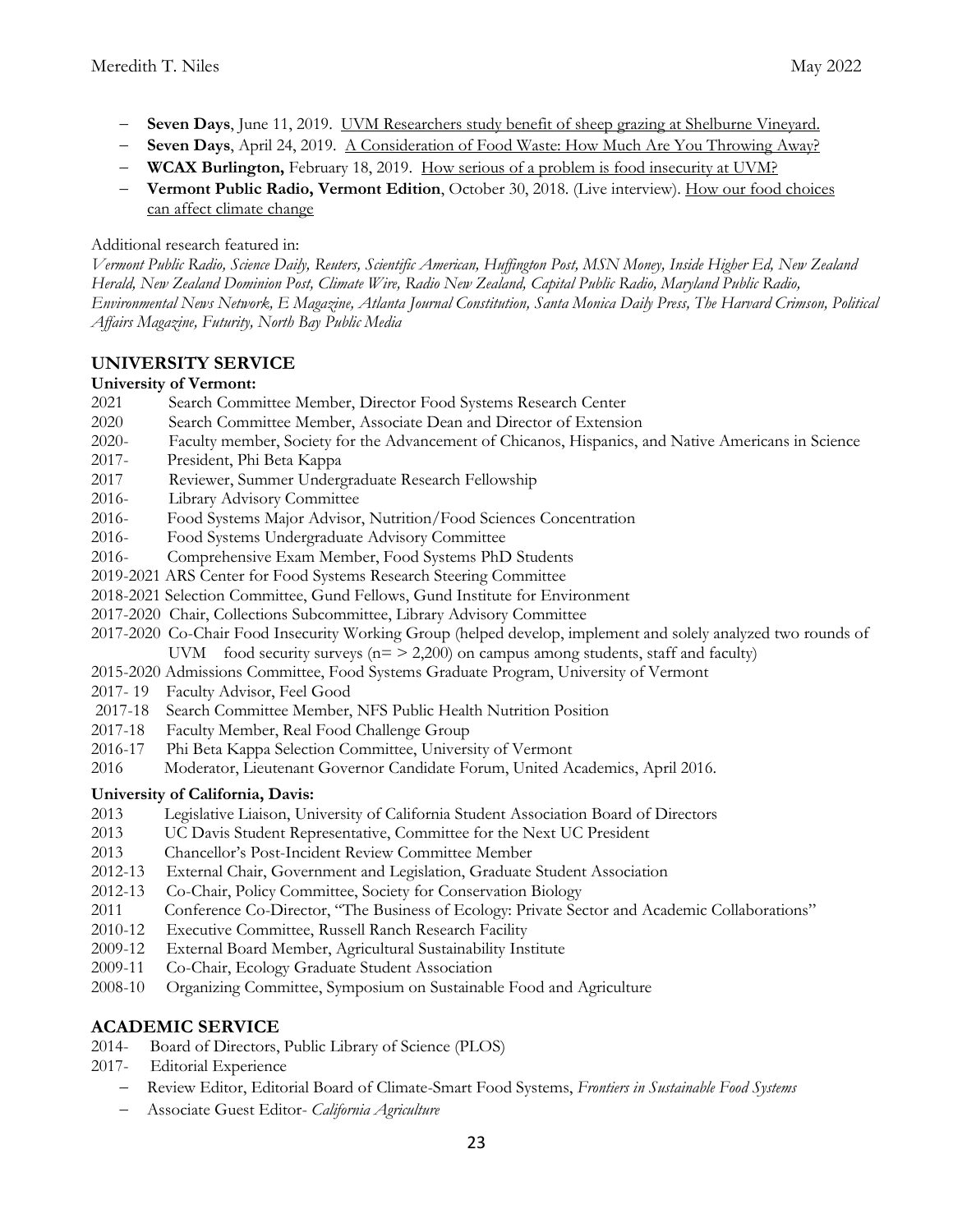- **Seven Days**, June 11, 2019. UVM Researchers study benefit of sheep grazing at Shelburne Vineyard.
- **Seven Days**, April 24, 2019. A Consideration of Food Waste: How Much Are You Throwing Away?
- **WCAX Burlington,** February 18, 2019. How serious of a problem is food insecurity at UVM?
- **Vermont Public Radio, Vermont Edition**, October 30, 2018. (Live interview). How our food choices can affect climate change

Additional research featured in:

*Vermont Public Radio, Science Daily, Reuters, Scientific American, Huffington Post, MSN Money, Inside Higher Ed, New Zealand Herald, New Zealand Dominion Post, Climate Wire, Radio New Zealand, Capital Public Radio, Maryland Public Radio, Environmental News Network, E Magazine, Atlanta Journal Constitution, Santa Monica Daily Press, The Harvard Crimson, Political Affairs Magazine, Futurity, North Bay Public Media*

## UNIVERSITY SERVICE

**University of Vermont:**

2021 Search Committee Member, Director Food Systems Research Center
2020 Search Committee Member, Associate Dean and Director of Extension
2020- Faculty member, Society for the Advancement of Chicanos, Hispanics, and Native Americans in Science
2017- President, Phi Beta Kappa
2017 Reviewer, Summer Undergraduate Research Fellowship
2016- Library Advisory Committee
2016- Food Systems Major Advisor, Nutrition/Food Sciences Concentration
2016- Food Systems Undergraduate Advisory Committee
2016- Comprehensive Exam Member, Food Systems PhD Students
2019-2021 ARS Center for Food Systems Research Steering Committee
2018-2021 Selection Committee, Gund Fellows, Gund Institute for Environment
2017-2020 Chair, Collections Subcommittee, Library Advisory Committee
2017-2020 Co-Chair Food Insecurity Working Group (helped develop, implement and solely analyzed two rounds of UVM food security surveys (n= > 2,200) on campus among students, staff and faculty)
2015-2020 Admissions Committee, Food Systems Graduate Program, University of Vermont
2017- 19 Faculty Advisor, Feel Good
2017-18 Search Committee Member, NFS Public Health Nutrition Position
2017-18 Faculty Member, Real Food Challenge Group
2016-17 Phi Beta Kappa Selection Committee, University of Vermont
2016 Moderator, Lieutenant Governor Candidate Forum, United Academics, April 2016.

**University of California, Davis:**

2013 Legislative Liaison, University of California Student Association Board of Directors
2013 UC Davis Student Representative, Committee for the Next UC President
2013 Chancellor's Post-Incident Review Committee Member
2012-13 External Chair, Government and Legislation, Graduate Student Association
2012-13 Co-Chair, Policy Committee, Society for Conservation Biology
2011 Conference Co-Director, "The Business of Ecology: Private Sector and Academic Collaborations"
2010-12 Executive Committee, Russell Ranch Research Facility
2009-12 External Board Member, Agricultural Sustainability Institute
2009-11 Co-Chair, Ecology Graduate Student Association
2008-10 Organizing Committee, Symposium on Sustainable Food and Agriculture

## ACADEMIC SERVICE

2014- Board of Directors, Public Library of Science (PLOS)
2017- Editorial Experience

- Review Editor, Editorial Board of Climate-Smart Food Systems, *Frontiers in Sustainable Food Systems*
- Associate Guest Editor- *California Agriculture*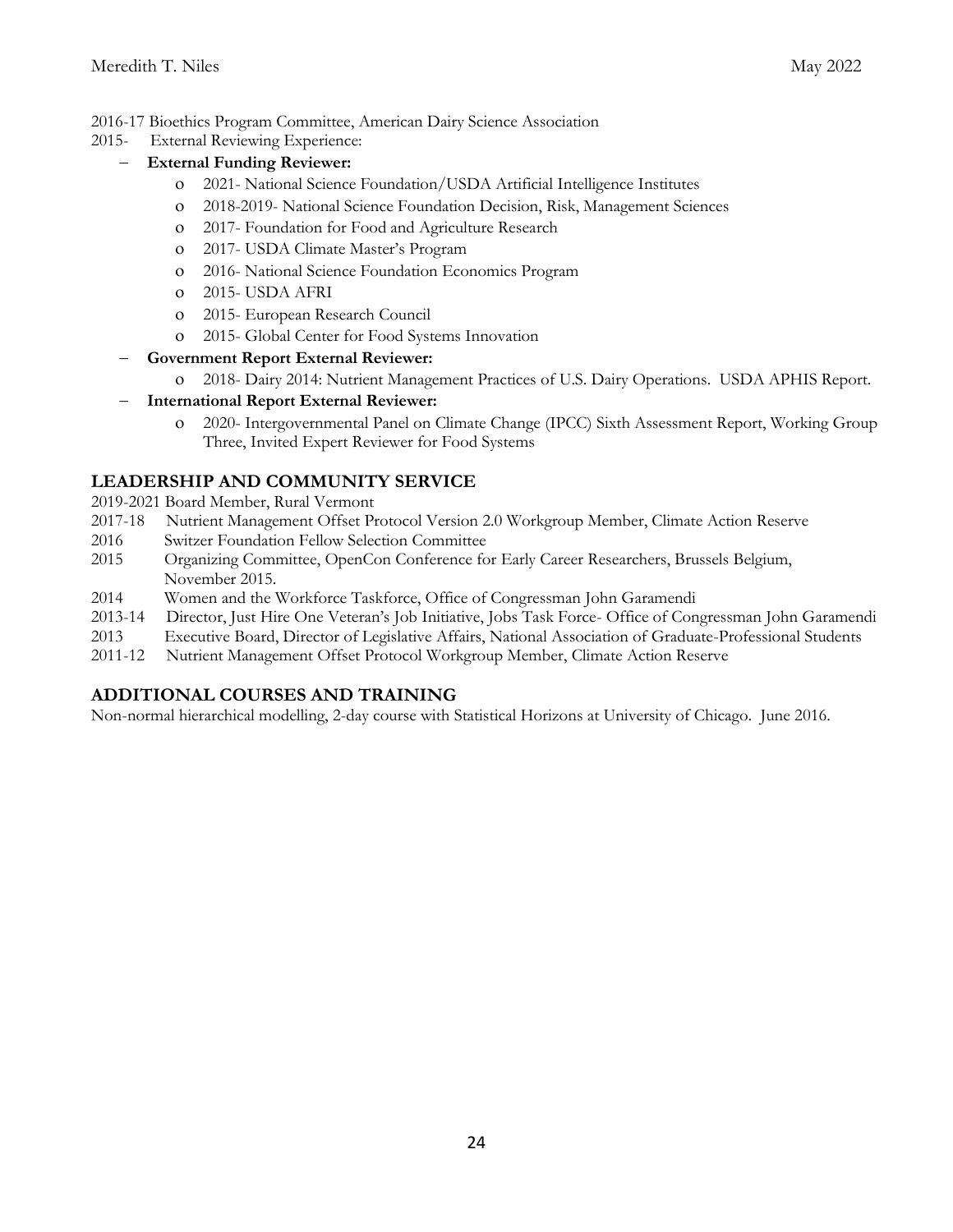2016-17 Bioethics Program Committee, American Dairy Science Association

2015- External Reviewing Experience:

- **External Funding Reviewer:**
  - 2021- National Science Foundation/USDA Artificial Intelligence Institutes
  - 2018-2019- National Science Foundation Decision, Risk, Management Sciences
  - 2017- Foundation for Food and Agriculture Research
  - 2017- USDA Climate Master's Program
  - 2016- National Science Foundation Economics Program
  - 2015- USDA AFRI
  - 2015- European Research Council
  - 2015- Global Center for Food Systems Innovation
- **Government Report External Reviewer:**
  - 2018- Dairy 2014: Nutrient Management Practices of U.S. Dairy Operations. USDA APHIS Report.
- **International Report External Reviewer:**
  - 2020- Intergovernmental Panel on Climate Change (IPCC) Sixth Assessment Report, Working Group Three, Invited Expert Reviewer for Food Systems

## LEADERSHIP AND COMMUNITY SERVICE

2019-2021 Board Member, Rural Vermont

2017-18 Nutrient Management Offset Protocol Version 2.0 Workgroup Member, Climate Action Reserve

2016 Switzer Foundation Fellow Selection Committee

2015 Organizing Committee, OpenCon Conference for Early Career Researchers, Brussels Belgium, November 2015.

2014 Women and the Workforce Taskforce, Office of Congressman John Garamendi

2013-14 Director, Just Hire One Veteran's Job Initiative, Jobs Task Force- Office of Congressman John Garamendi

2013 Executive Board, Director of Legislative Affairs, National Association of Graduate-Professional Students

2011-12 Nutrient Management Offset Protocol Workgroup Member, Climate Action Reserve

## ADDITIONAL COURSES AND TRAINING

Non-normal hierarchical modelling, 2-day course with Statistical Horizons at University of Chicago. June 2016.